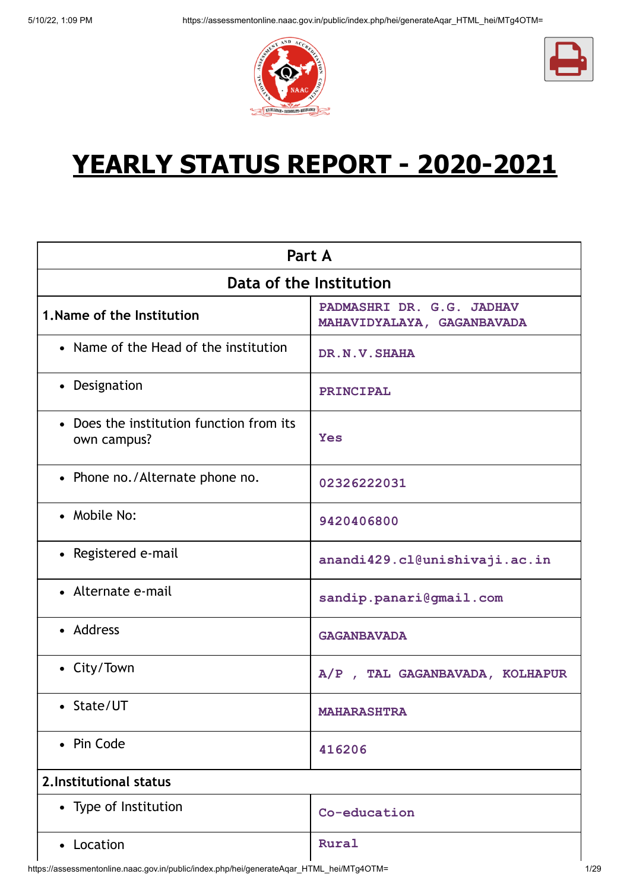# YEARLY STATUS REPORT - 2020-2021

| Part A | |
|---|---|
| **Data of the Institution** | |
| **1.Name of the Institution** | PADMASHRI DR. G.G. JADHAV MAHAVIDYALAYA, GAGANBAVADA |
| • Name of the Head of the institution | DR.N.V.SHAHA |
| • Designation | PRINCIPAL |
| • Does the institution function from its own campus? | Yes |
| • Phone no./Alternate phone no. | 02326222031 |
| • Mobile No: | 9420406800 |
| • Registered e-mail | anandi429.cl@unishivaji.ac.in |
| • Alternate e-mail | sandip.panari@gmail.com |
| • Address | GAGANBAVADA |
| • City/Town | A/P , TAL GAGANBAVADA, KOLHAPUR |
| • State/UT | MAHARASHTRA |
| • Pin Code | 416206 |
| **2.Institutional status** | |
| • Type of Institution | Co-education |
| • Location | Rural |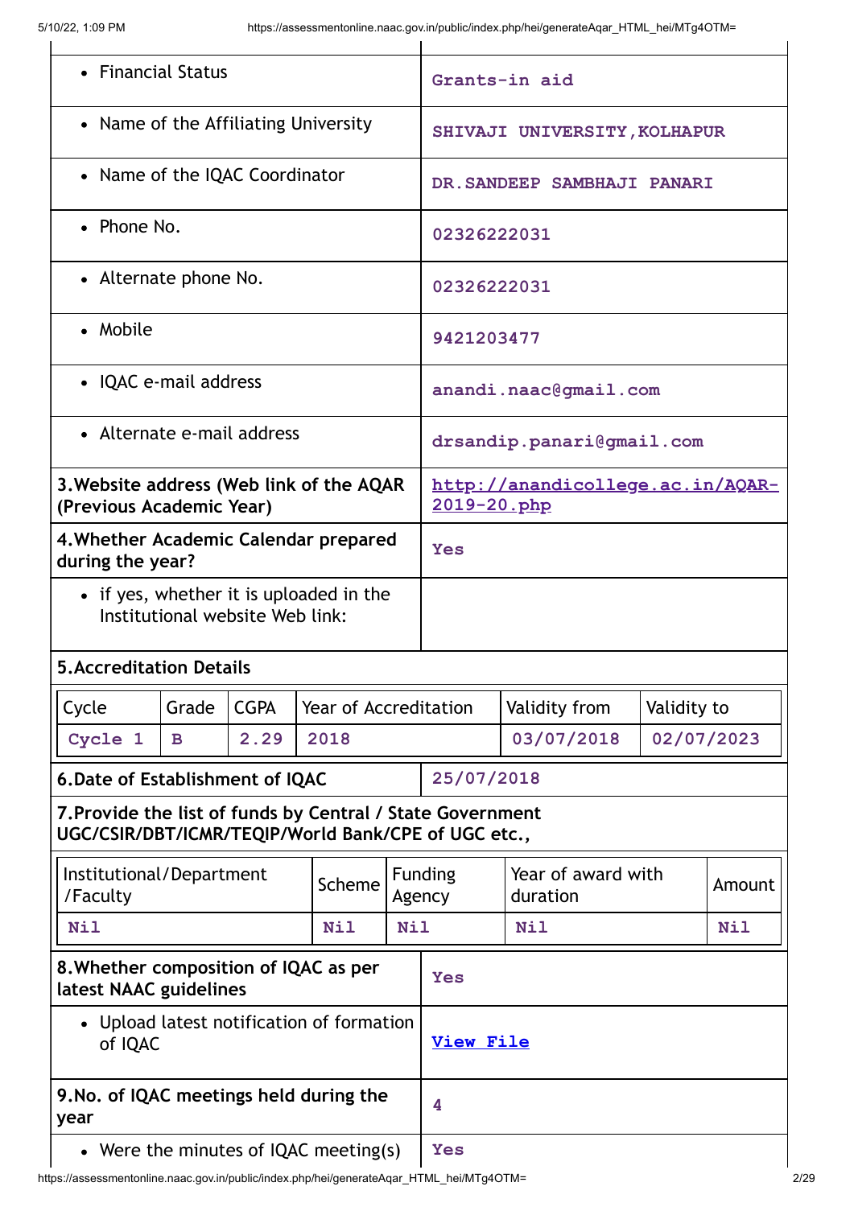| | |
|---|---|
| • Financial Status | Grants-in aid |
| • Name of the Affiliating University | SHIVAJI UNIVERSITY,KOLHAPUR |
| • Name of the IQAC Coordinator | DR.SANDEEP SAMBHAJI PANARI |
| • Phone No. | 02326222031 |
| • Alternate phone No. | 02326222031 |
| • Mobile | 9421203477 |
| • IQAC e-mail address | anandi.naac@gmail.com |
| • Alternate e-mail address | drsandip.panari@gmail.com |
| **3.Website address (Web link of the AQAR (Previous Academic Year)** | [http://anandicollege.ac.in/AQAR-2019-20.php](http://anandicollege.ac.in/AQAR-2019-20.php) |
| **4.Whether Academic Calendar prepared during the year?** | Yes |
| • if yes, whether it is uploaded in the Institutional website Web link: | |

**5.Accreditation Details**

| Cycle | Grade | CGPA | Year of Accreditation | Validity from | Validity to |
|---|---|---|---|---|---|
| Cycle 1 | B | 2.29 | 2018 | 03/07/2018 | 02/07/2023 |

| | |
|---|---|
| **6.Date of Establishment of IQAC** | 25/07/2018 |

**7.Provide the list of funds by Central / State Government UGC/CSIR/DBT/ICMR/TEQIP/World Bank/CPE of UGC etc.,**

| Institutional/Department /Faculty | Scheme | Funding Agency | Year of award with duration | Amount |
|---|---|---|---|---|
| Nil | Nil | Nil | Nil | Nil |

| | |
|---|---|
| **8.Whether composition of IQAC as per latest NAAC guidelines** | Yes |
| • Upload latest notification of formation of IQAC | View File |
| **9.No. of IQAC meetings held during the year** | 4 |
| • Were the minutes of IQAC meeting(s) | Yes |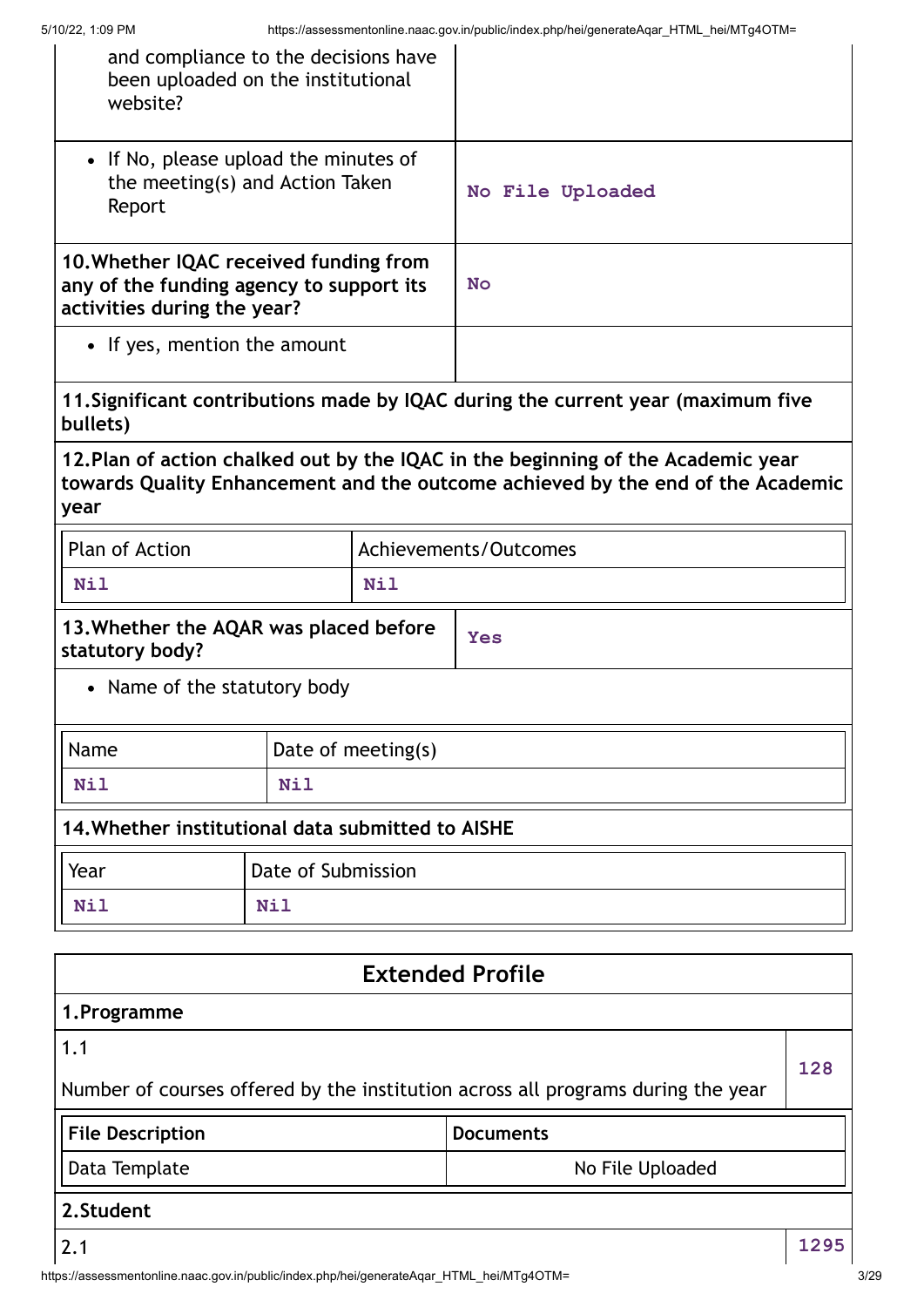| | |
|---|---|
| and compliance to the decisions have been uploaded on the institutional website? | |
| • If No, please upload the minutes of the meeting(s) and Action Taken Report | No File Uploaded |
| **10.Whether IQAC received funding from any of the funding agency to support its activities during the year?** | No |
| • If yes, mention the amount | |

**11.Significant contributions made by IQAC during the current year (maximum five bullets)**

**12.Plan of action chalked out by the IQAC in the beginning of the Academic year towards Quality Enhancement and the outcome achieved by the end of the Academic year**

| Plan of Action | Achievements/Outcomes |
|---|---|
| Nil | Nil |

| | |
|---|---|
| **13.Whether the AQAR was placed before statutory body?** | Yes |

• Name of the statutory body

| Name | Date of meeting(s) |
|---|---|
| Nil | Nil |

**14.Whether institutional data submitted to AISHE**

| Year | Date of Submission |
|---|---|
| Nil | Nil |

## Extended Profile

### 1.Programme

| | |
|---|---|
| 1.1<br>Number of courses offered by the institution across all programs during the year | 128 |

| File Description | Documents |
|---|---|
| Data Template | No File Uploaded |

### 2.Student

| | |
|---|---|
| 2.1 | 1295 |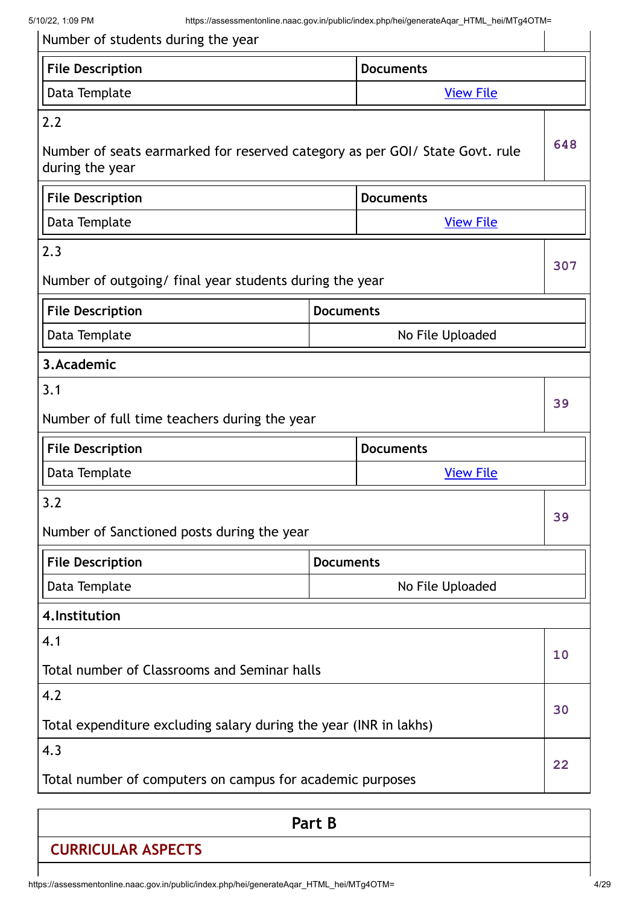| Number of students during the year | |
|---|---|

| File Description | Documents |
|---|---|
| Data Template | View File |

| 2.2 Number of seats earmarked for reserved category as per GOI/ State Govt. rule during the year | 648 |
|---|---|

| File Description | Documents |
|---|---|
| Data Template | View File |

| 2.3 Number of outgoing/ final year students during the year | 307 |
|---|---|

| File Description | Documents |
|---|---|
| Data Template | No File Uploaded |

## 3.Academic

| 3.1 Number of full time teachers during the year | 39 |
|---|---|

| File Description | Documents |
|---|---|
| Data Template | View File |

| 3.2 Number of Sanctioned posts during the year | 39 |
|---|---|

| File Description | Documents |
|---|---|
| Data Template | No File Uploaded |

## 4.Institution

| 4.1 Total number of Classrooms and Seminar halls | 10 |
|---|---|
| 4.2 Total expenditure excluding salary during the year (INR in lakhs) | 30 |
| 4.3 Total number of computers on campus for academic purposes | 22 |

# Part B

## CURRICULAR ASPECTS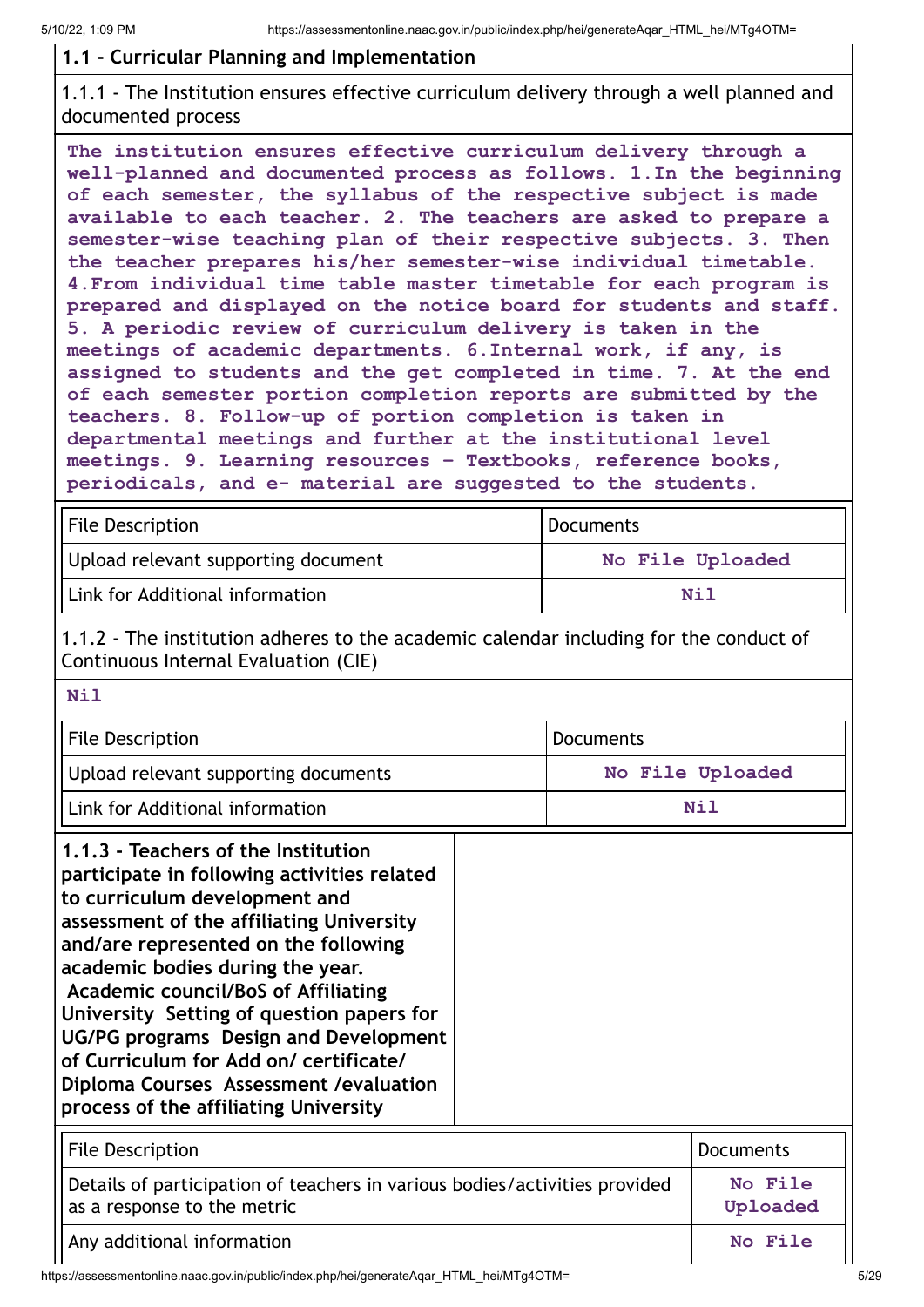**1.1 - Curricular Planning and Implementation**

1.1.1 - The Institution ensures effective curriculum delivery through a well planned and documented process

**The institution ensures effective curriculum delivery through a well-planned and documented process as follows. 1.In the beginning of each semester, the syllabus of the respective subject is made available to each teacher. 2. The teachers are asked to prepare a semester-wise teaching plan of their respective subjects. 3. Then the teacher prepares his/her semester-wise individual timetable. 4.From individual time table master timetable for each program is prepared and displayed on the notice board for students and staff. 5. A periodic review of curriculum delivery is taken in the meetings of academic departments. 6.Internal work, if any, is assigned to students and the get completed in time. 7. At the end of each semester portion completion reports are submitted by the teachers. 8. Follow-up of portion completion is taken in departmental meetings and further at the institutional level meetings. 9. Learning resources - Textbooks, reference books, periodicals, and e- material are suggested to the students.**

| File Description | Documents |
|---|---|
| Upload relevant supporting document | **No File Uploaded** |
| Link for Additional information | **Nil** |

1.1.2 - The institution adheres to the academic calendar including for the conduct of Continuous Internal Evaluation (CIE)

**Nil**

| File Description | Documents |
|---|---|
| Upload relevant supporting documents | **No File Uploaded** |
| Link for Additional information | **Nil** |

**1.1.3 - Teachers of the Institution participate in following activities related to curriculum development and assessment of the affiliating University and/are represented on the following academic bodies during the year. Academic council/BoS of Affiliating University Setting of question papers for UG/PG programs Design and Development of Curriculum for Add on/ certificate/ Diploma Courses Assessment /evaluation process of the affiliating University**

| File Description | Documents |
|---|---|
| Details of participation of teachers in various bodies/activities provided as a response to the metric | **No File Uploaded** |
| Any additional information | **No File** |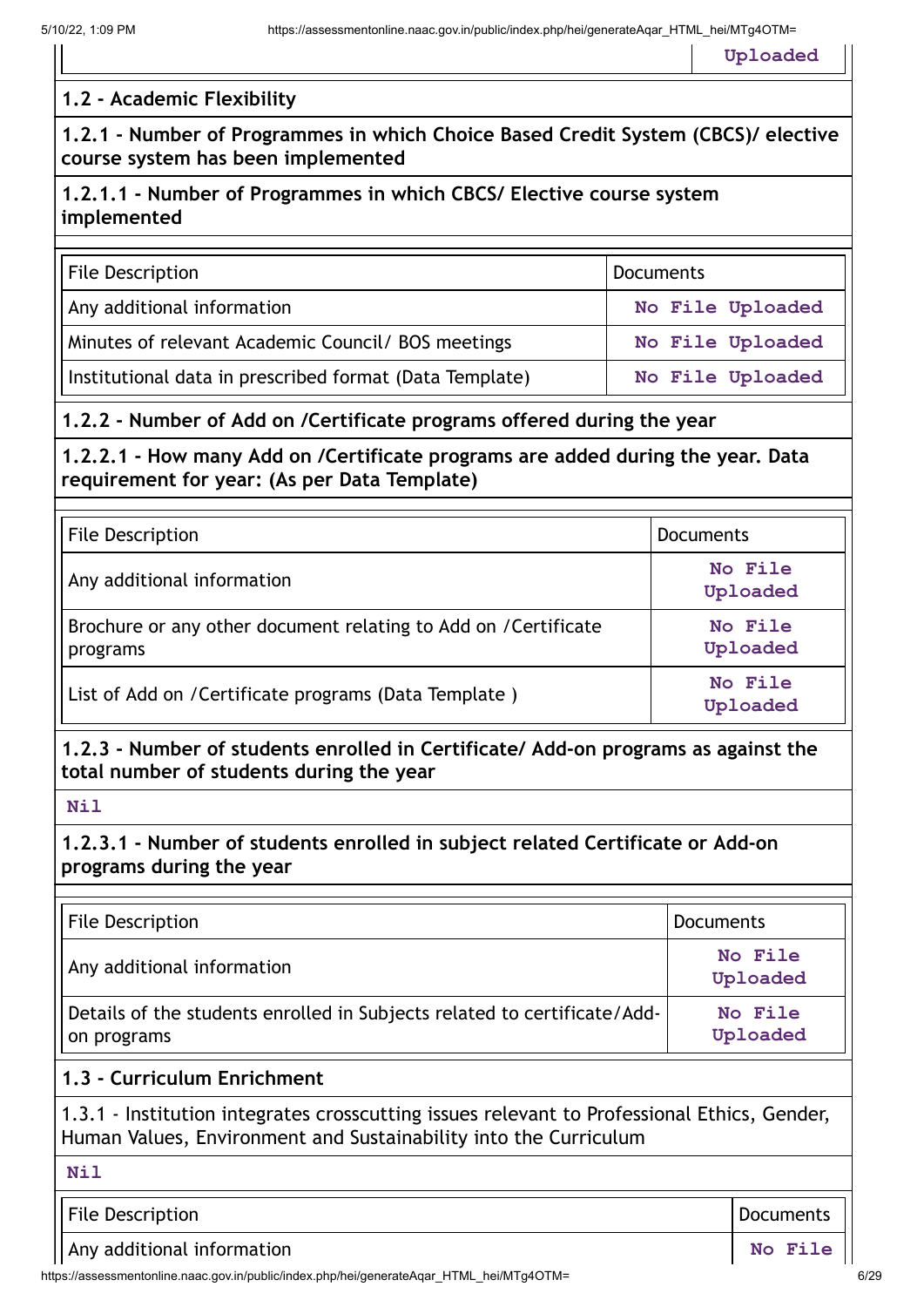| | Uploaded |
|---|---|

### 1.2 - Academic Flexibility

**1.2.1 - Number of Programmes in which Choice Based Credit System (CBCS)/ elective course system has been implemented**

**1.2.1.1 - Number of Programmes in which CBCS/ Elective course system implemented**

| File Description | Documents |
|---|---|
| Any additional information | No File Uploaded |
| Minutes of relevant Academic Council/ BOS meetings | No File Uploaded |
| Institutional data in prescribed format (Data Template) | No File Uploaded |

**1.2.2 - Number of Add on /Certificate programs offered during the year**

**1.2.2.1 - How many Add on /Certificate programs are added during the year. Data requirement for year: (As per Data Template)**

| File Description | Documents |
|---|---|
| Any additional information | No File Uploaded |
| Brochure or any other document relating to Add on /Certificate programs | No File Uploaded |
| List of Add on /Certificate programs (Data Template ) | No File Uploaded |

**1.2.3 - Number of students enrolled in Certificate/ Add-on programs as against the total number of students during the year**

Nil

**1.2.3.1 - Number of students enrolled in subject related Certificate or Add-on programs during the year**

| File Description | Documents |
|---|---|
| Any additional information | No File Uploaded |
| Details of the students enrolled in Subjects related to certificate/Add-on programs | No File Uploaded |

### 1.3 - Curriculum Enrichment

1.3.1 - Institution integrates crosscutting issues relevant to Professional Ethics, Gender, Human Values, Environment and Sustainability into the Curriculum

Nil

| File Description | Documents |
|---|---|
| Any additional information | No File |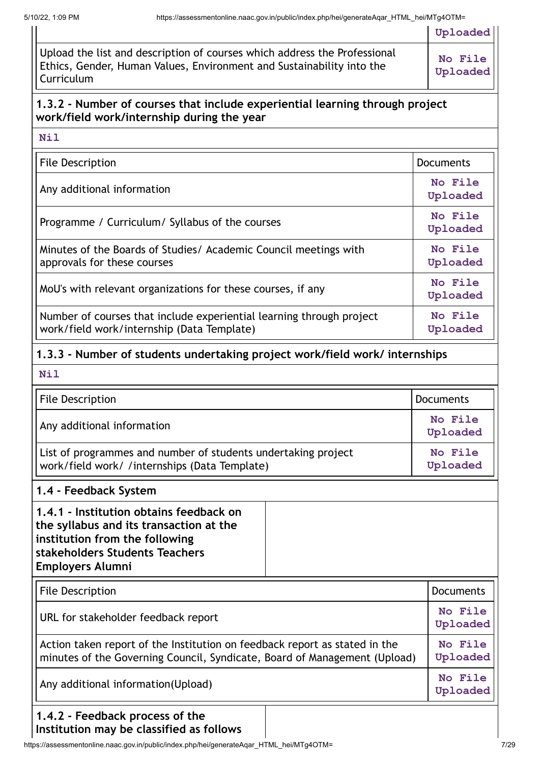| | Uploaded |
|---|---|
| Upload the list and description of courses which address the Professional Ethics, Gender, Human Values, Environment and Sustainability into the Curriculum | No File Uploaded |

**1.3.2 - Number of courses that include experiential learning through project work/field work/internship during the year**

**Nil**

| File Description | Documents |
|---|---|
| Any additional information | No File Uploaded |
| Programme / Curriculum/ Syllabus of the courses | No File Uploaded |
| Minutes of the Boards of Studies/ Academic Council meetings with approvals for these courses | No File Uploaded |
| MoU's with relevant organizations for these courses, if any | No File Uploaded |
| Number of courses that include experiential learning through project work/field work/internship (Data Template) | No File Uploaded |

**1.3.3 - Number of students undertaking project work/field work/ internships**

**Nil**

| File Description | Documents |
|---|---|
| Any additional information | No File Uploaded |
| List of programmes and number of students undertaking project work/field work/ /internships (Data Template) | No File Uploaded |

**1.4 - Feedback System**

**1.4.1 - Institution obtains feedback on the syllabus and its transaction at the institution from the following stakeholders Students Teachers Employers Alumni**

| File Description | Documents |
|---|---|
| URL for stakeholder feedback report | No File Uploaded |
| Action taken report of the Institution on feedback report as stated in the minutes of the Governing Council, Syndicate, Board of Management (Upload) | No File Uploaded |
| Any additional information(Upload) | No File Uploaded |

**1.4.2 - Feedback process of the Institution may be classified as follows**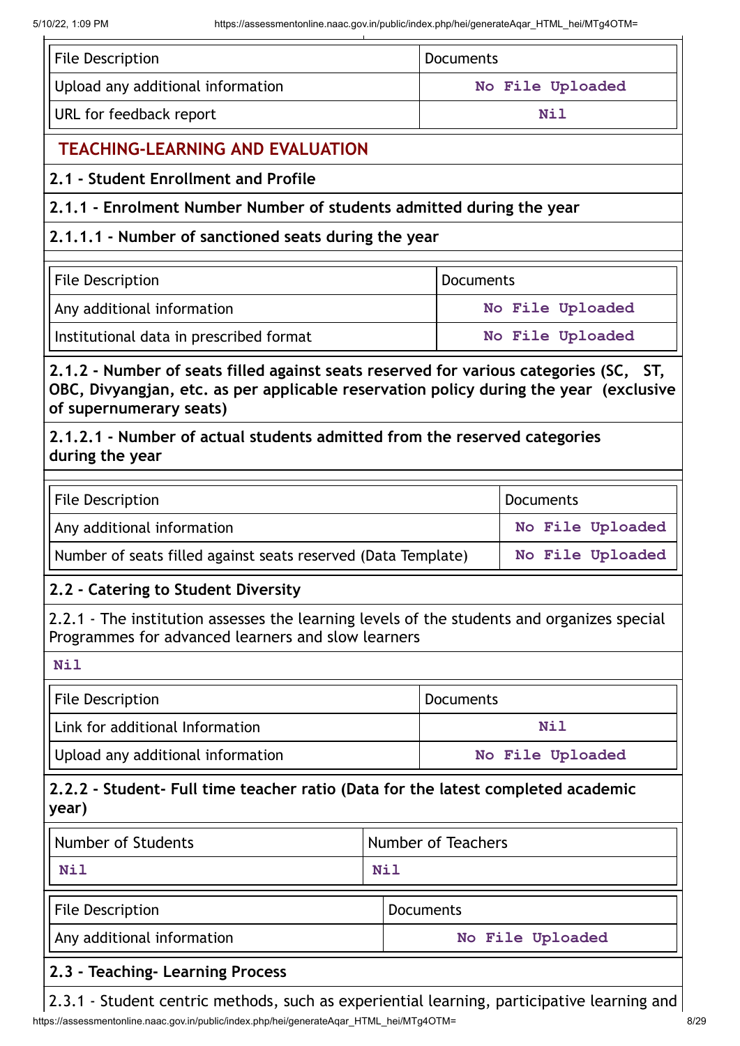| File Description | Documents |
|---|---|
| Upload any additional information | No File Uploaded |
| URL for feedback report | Nil |

## TEACHING-LEARNING AND EVALUATION

### 2.1 - Student Enrollment and Profile

**2.1.1 - Enrolment Number Number of students admitted during the year**

**2.1.1.1 - Number of sanctioned seats during the year**

| File Description | Documents |
|---|---|
| Any additional information | No File Uploaded |
| Institutional data in prescribed format | No File Uploaded |

**2.1.2 - Number of seats filled against seats reserved for various categories (SC, ST, OBC, Divyangjan, etc. as per applicable reservation policy during the year (exclusive of supernumerary seats)**

**2.1.2.1 - Number of actual students admitted from the reserved categories during the year**

| File Description | Documents |
|---|---|
| Any additional information | No File Uploaded |
| Number of seats filled against seats reserved (Data Template) | No File Uploaded |

### 2.2 - Catering to Student Diversity

2.2.1 - The institution assesses the learning levels of the students and organizes special Programmes for advanced learners and slow learners

Nil

| File Description | Documents |
|---|---|
| Link for additional Information | Nil |
| Upload any additional information | No File Uploaded |

**2.2.2 - Student- Full time teacher ratio (Data for the latest completed academic year)**

| Number of Students | Number of Teachers |
|---|---|
| Nil | Nil |

| File Description | Documents |
|---|---|
| Any additional information | No File Uploaded |

### 2.3 - Teaching- Learning Process

2.3.1 - Student centric methods, such as experiential learning, participative learning and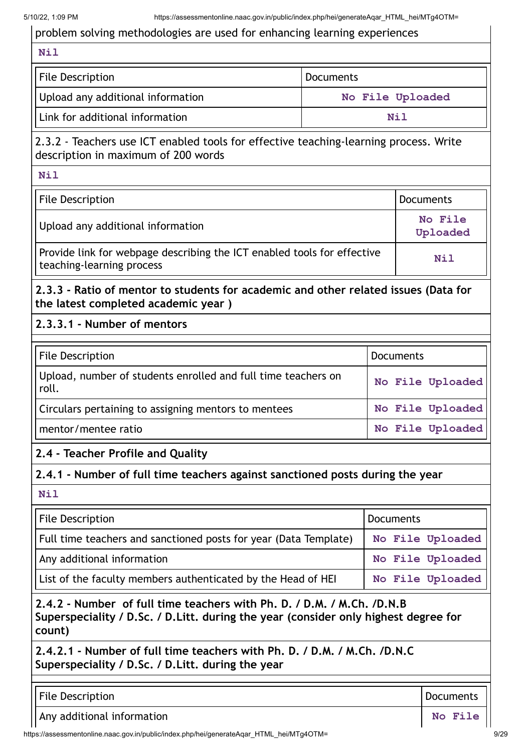problem solving methodologies are used for enhancing learning experiences

Nil

| File Description | Documents |
|---|---|
| Upload any additional information | No File Uploaded |
| Link for additional information | Nil |

2.3.2 - Teachers use ICT enabled tools for effective teaching-learning process. Write description in maximum of 200 words

Nil

| File Description | Documents |
|---|---|
| Upload any additional information | No File Uploaded |
| Provide link for webpage describing the ICT enabled tools for effective teaching-learning process | Nil |

**2.3.3 - Ratio of mentor to students for academic and other related issues (Data for the latest completed academic year )**

**2.3.3.1 - Number of mentors**

| File Description | Documents |
|---|---|
| Upload, number of students enrolled and full time teachers on roll. | No File Uploaded |
| Circulars pertaining to assigning mentors to mentees | No File Uploaded |
| mentor/mentee ratio | No File Uploaded |

**2.4 - Teacher Profile and Quality**

**2.4.1 - Number of full time teachers against sanctioned posts during the year**

Nil

| File Description | Documents |
|---|---|
| Full time teachers and sanctioned posts for year (Data Template) | No File Uploaded |
| Any additional information | No File Uploaded |
| List of the faculty members authenticated by the Head of HEI | No File Uploaded |

**2.4.2 - Number of full time teachers with Ph. D. / D.M. / M.Ch. /D.N.B Superspeciality / D.Sc. / D.Litt. during the year (consider only highest degree for count)**

**2.4.2.1 - Number of full time teachers with Ph. D. / D.M. / M.Ch. /D.N.C Superspeciality / D.Sc. / D.Litt. during the year**

| File Description | Documents |
|---|---|
| Any additional information | No File |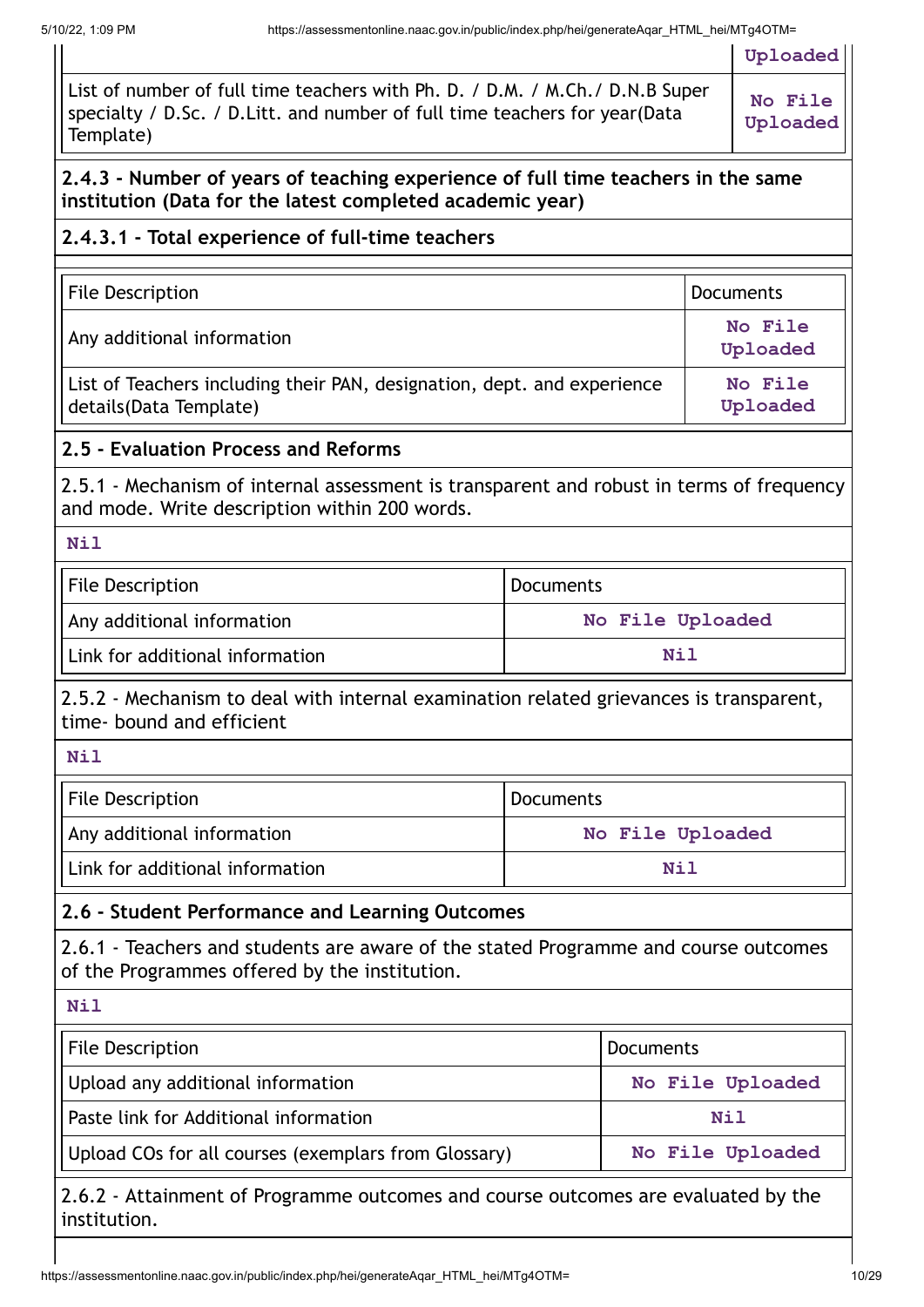| | |
|---|---|
| | Uploaded |
| List of number of full time teachers with Ph. D. / D.M. / M.Ch./ D.N.B Super specialty / D.Sc. / D.Litt. and number of full time teachers for year(Data Template) | No File Uploaded |

**2.4.3 - Number of years of teaching experience of full time teachers in the same institution (Data for the latest completed academic year)**

**2.4.3.1 - Total experience of full-time teachers**

| File Description | Documents |
|---|---|
| Any additional information | No File Uploaded |
| List of Teachers including their PAN, designation, dept. and experience details(Data Template) | No File Uploaded |

**2.5 - Evaluation Process and Reforms**

2.5.1 - Mechanism of internal assessment is transparent and robust in terms of frequency and mode. Write description within 200 words.

Nil

| File Description | Documents |
|---|---|
| Any additional information | No File Uploaded |
| Link for additional information | Nil |

2.5.2 - Mechanism to deal with internal examination related grievances is transparent, time- bound and efficient

Nil

| File Description | Documents |
|---|---|
| Any additional information | No File Uploaded |
| Link for additional information | Nil |

**2.6 - Student Performance and Learning Outcomes**

2.6.1 - Teachers and students are aware of the stated Programme and course outcomes of the Programmes offered by the institution.

Nil

| File Description | Documents |
|---|---|
| Upload any additional information | No File Uploaded |
| Paste link for Additional information | Nil |
| Upload COs for all courses (exemplars from Glossary) | No File Uploaded |

2.6.2 - Attainment of Programme outcomes and course outcomes are evaluated by the institution.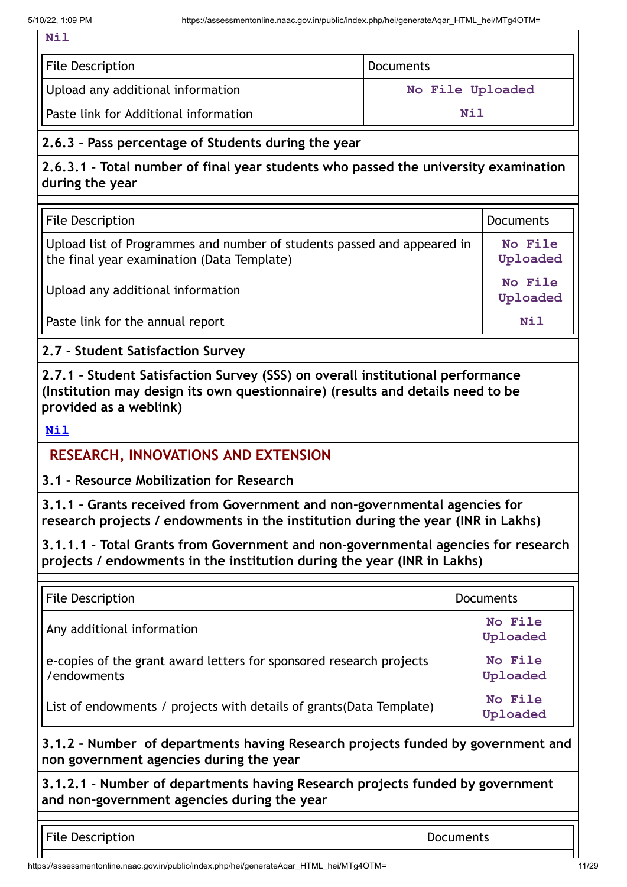**Nil**

| File Description | Documents |
| --- | --- |
| Upload any additional information | No File Uploaded |
| Paste link for Additional information | Nil |

**2.6.3 - Pass percentage of Students during the year**

**2.6.3.1 - Total number of final year students who passed the university examination during the year**

| File Description | Documents |
| --- | --- |
| Upload list of Programmes and number of students passed and appeared in the final year examination (Data Template) | No File Uploaded |
| Upload any additional information | No File Uploaded |
| Paste link for the annual report | Nil |

**2.7 - Student Satisfaction Survey**

**2.7.1 - Student Satisfaction Survey (SSS) on overall institutional performance (Institution may design its own questionnaire) (results and details need to be provided as a weblink)**

**Nil**

## RESEARCH, INNOVATIONS AND EXTENSION

**3.1 - Resource Mobilization for Research**

**3.1.1 - Grants received from Government and non-governmental agencies for research projects / endowments in the institution during the year (INR in Lakhs)**

**3.1.1.1 - Total Grants from Government and non-governmental agencies for research projects / endowments in the institution during the year (INR in Lakhs)**

| File Description | Documents |
| --- | --- |
| Any additional information | No File Uploaded |
| e-copies of the grant award letters for sponsored research projects /endowments | No File Uploaded |
| List of endowments / projects with details of grants(Data Template) | No File Uploaded |

**3.1.2 - Number of departments having Research projects funded by government and non government agencies during the year**

**3.1.2.1 - Number of departments having Research projects funded by government and non-government agencies during the year**

| File Description | Documents |
| --- | --- |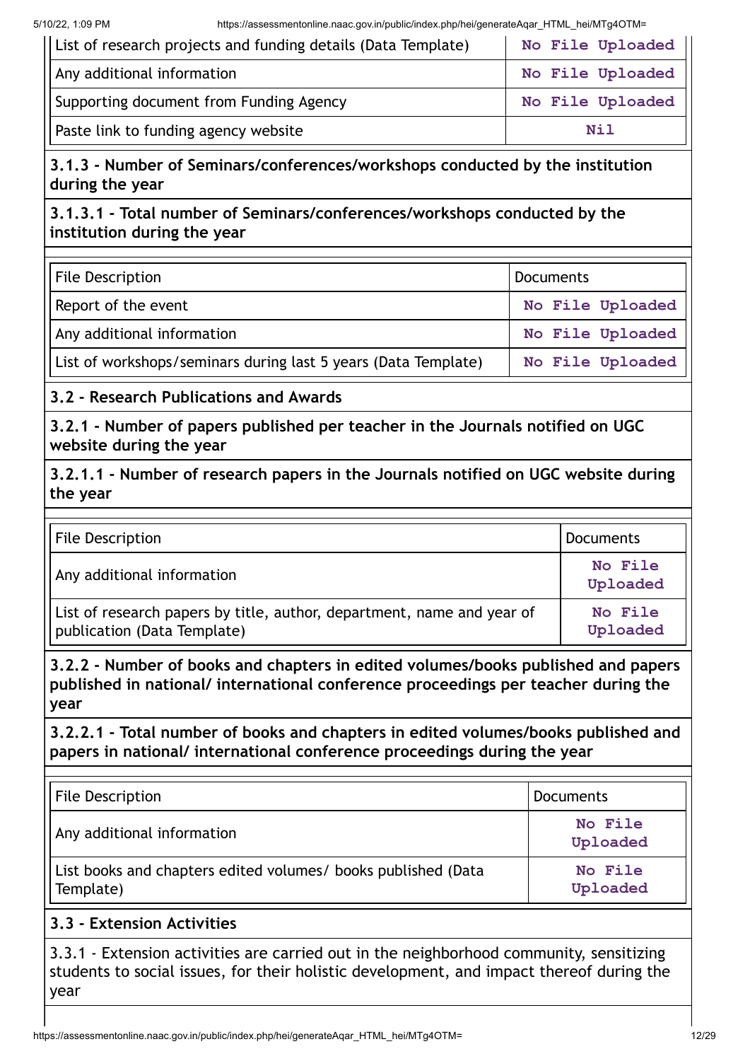| | |
|---|---|
| List of research projects and funding details (Data Template) | No File Uploaded |
| Any additional information | No File Uploaded |
| Supporting document from Funding Agency | No File Uploaded |
| Paste link to funding agency website | Nil |

**3.1.3 - Number of Seminars/conferences/workshops conducted by the institution during the year**

**3.1.3.1 - Total number of Seminars/conferences/workshops conducted by the institution during the year**

| File Description | Documents |
|---|---|
| Report of the event | No File Uploaded |
| Any additional information | No File Uploaded |
| List of workshops/seminars during last 5 years (Data Template) | No File Uploaded |

**3.2 - Research Publications and Awards**

**3.2.1 - Number of papers published per teacher in the Journals notified on UGC website during the year**

**3.2.1.1 - Number of research papers in the Journals notified on UGC website during the year**

| File Description | Documents |
|---|---|
| Any additional information | No File Uploaded |
| List of research papers by title, author, department, name and year of publication (Data Template) | No File Uploaded |

**3.2.2 - Number of books and chapters in edited volumes/books published and papers published in national/ international conference proceedings per teacher during the year**

**3.2.2.1 - Total number of books and chapters in edited volumes/books published and papers in national/ international conference proceedings during the year**

| File Description | Documents |
|---|---|
| Any additional information | No File Uploaded |
| List books and chapters edited volumes/ books published (Data Template) | No File Uploaded |

**3.3 - Extension Activities**

3.3.1 - Extension activities are carried out in the neighborhood community, sensitizing students to social issues, for their holistic development, and impact thereof during the year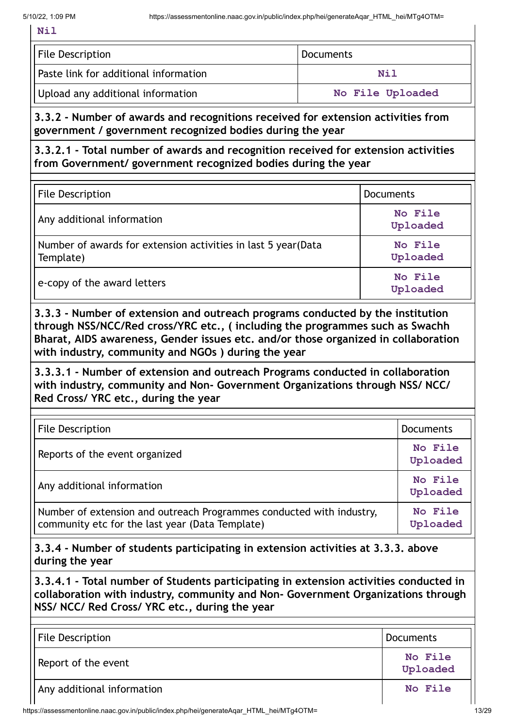**Nil**

| File Description | Documents |
|---|---|
| Paste link for additional information | **Nil** |
| Upload any additional information | **No File Uploaded** |

**3.3.2 - Number of awards and recognitions received for extension activities from government / government recognized bodies during the year**

**3.3.2.1 - Total number of awards and recognition received for extension activities from Government/ government recognized bodies during the year**

| File Description | Documents |
|---|---|
| Any additional information | **No File Uploaded** |
| Number of awards for extension activities in last 5 year(Data Template) | **No File Uploaded** |
| e-copy of the award letters | **No File Uploaded** |

**3.3.3 - Number of extension and outreach programs conducted by the institution through NSS/NCC/Red cross/YRC etc., ( including the programmes such as Swachh Bharat, AIDS awareness, Gender issues etc. and/or those organized in collaboration with industry, community and NGOs ) during the year**

**3.3.3.1 - Number of extension and outreach Programs conducted in collaboration with industry, community and Non- Government Organizations through NSS/ NCC/ Red Cross/ YRC etc., during the year**

| File Description | Documents |
|---|---|
| Reports of the event organized | **No File Uploaded** |
| Any additional information | **No File Uploaded** |
| Number of extension and outreach Programmes conducted with industry, community etc for the last year (Data Template) | **No File Uploaded** |

**3.3.4 - Number of students participating in extension activities at 3.3.3. above during the year**

**3.3.4.1 - Total number of Students participating in extension activities conducted in collaboration with industry, community and Non- Government Organizations through NSS/ NCC/ Red Cross/ YRC etc., during the year**

| File Description | Documents |
|---|---|
| Report of the event | **No File Uploaded** |
| Any additional information | **No File** |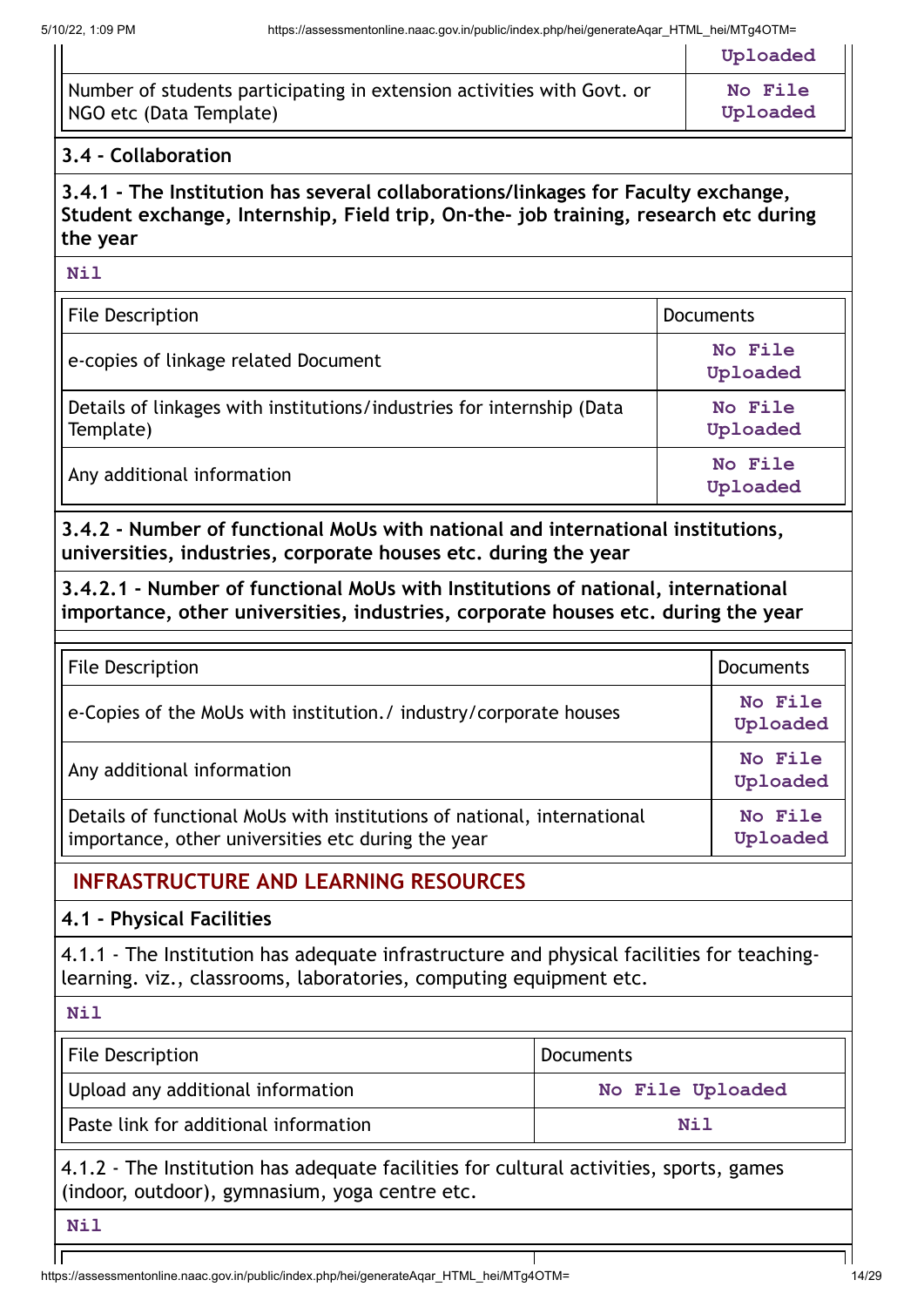| | Uploaded |
|---|---|
| Number of students participating in extension activities with Govt. or NGO etc (Data Template) | No File Uploaded |

### 3.4 - Collaboration

**3.4.1 - The Institution has several collaborations/linkages for Faculty exchange, Student exchange, Internship, Field trip, On-the- job training, research etc during the year**

Nil

| File Description | Documents |
|---|---|
| e-copies of linkage related Document | No File Uploaded |
| Details of linkages with institutions/industries for internship (Data Template) | No File Uploaded |
| Any additional information | No File Uploaded |

**3.4.2 - Number of functional MoUs with national and international institutions, universities, industries, corporate houses etc. during the year**

**3.4.2.1 - Number of functional MoUs with Institutions of national, international importance, other universities, industries, corporate houses etc. during the year**

| File Description | Documents |
|---|---|
| e-Copies of the MoUs with institution./ industry/corporate houses | No File Uploaded |
| Any additional information | No File Uploaded |
| Details of functional MoUs with institutions of national, international importance, other universities etc during the year | No File Uploaded |

## INFRASTRUCTURE AND LEARNING RESOURCES

### 4.1 - Physical Facilities

4.1.1 - The Institution has adequate infrastructure and physical facilities for teaching-learning. viz., classrooms, laboratories, computing equipment etc.

Nil

| File Description | Documents |
|---|---|
| Upload any additional information | No File Uploaded |
| Paste link for additional information | Nil |

4.1.2 - The Institution has adequate facilities for cultural activities, sports, games (indoor, outdoor), gymnasium, yoga centre etc.

Nil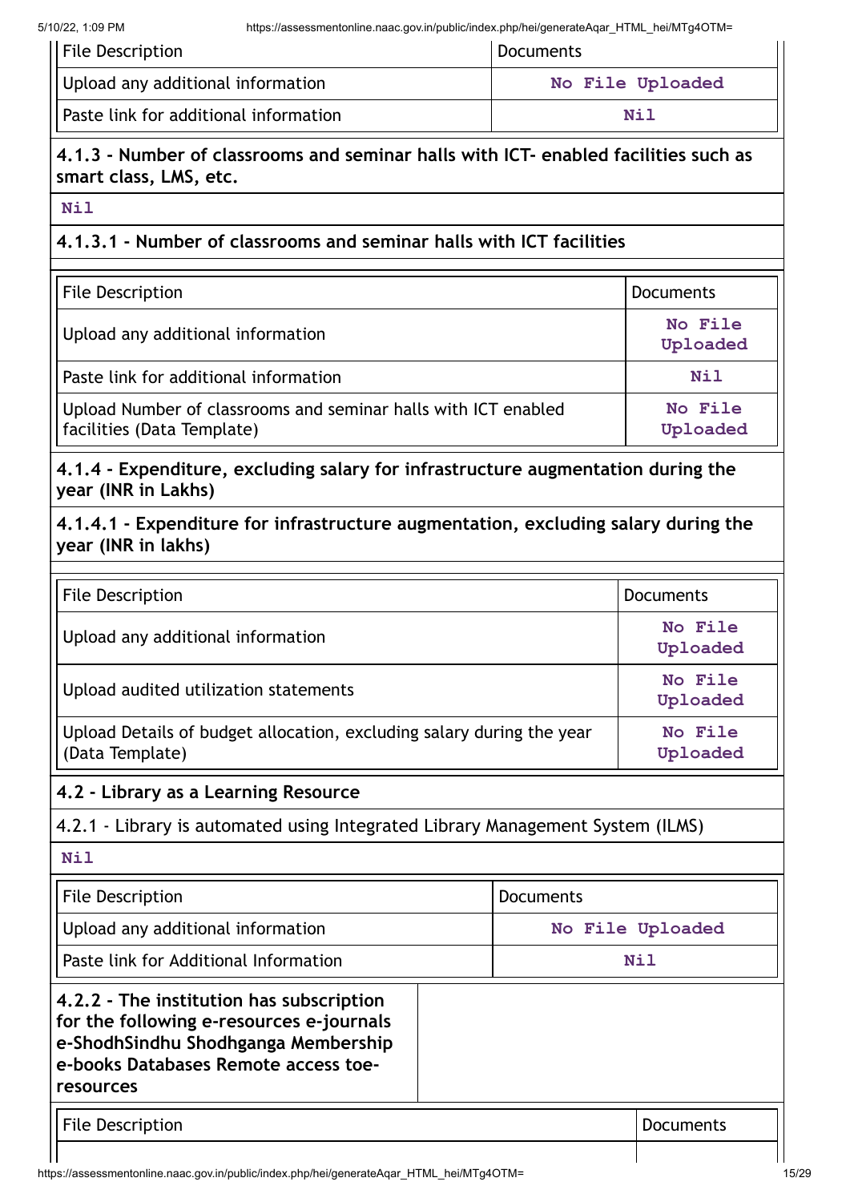| File Description | Documents |
|---|---|
| Upload any additional information | No File Uploaded |
| Paste link for additional information | Nil |

**4.1.3 - Number of classrooms and seminar halls with ICT- enabled facilities such as smart class, LMS, etc.**

Nil

**4.1.3.1 - Number of classrooms and seminar halls with ICT facilities**

| File Description | Documents |
|---|---|
| Upload any additional information | No File Uploaded |
| Paste link for additional information | Nil |
| Upload Number of classrooms and seminar halls with ICT enabled facilities (Data Template) | No File Uploaded |

**4.1.4 - Expenditure, excluding salary for infrastructure augmentation during the year (INR in Lakhs)**

**4.1.4.1 - Expenditure for infrastructure augmentation, excluding salary during the year (INR in lakhs)**

| File Description | Documents |
|---|---|
| Upload any additional information | No File Uploaded |
| Upload audited utilization statements | No File Uploaded |
| Upload Details of budget allocation, excluding salary during the year (Data Template) | No File Uploaded |

**4.2 - Library as a Learning Resource**

4.2.1 - Library is automated using Integrated Library Management System (ILMS)

Nil

| File Description | Documents |
|---|---|
| Upload any additional information | No File Uploaded |
| Paste link for Additional Information | Nil |

**4.2.2 - The institution has subscription for the following e-resources e-journals e-ShodhSindhu Shodhganga Membership e-books Databases Remote access toe-resources**

| File Description | Documents |
|---|---|
| | |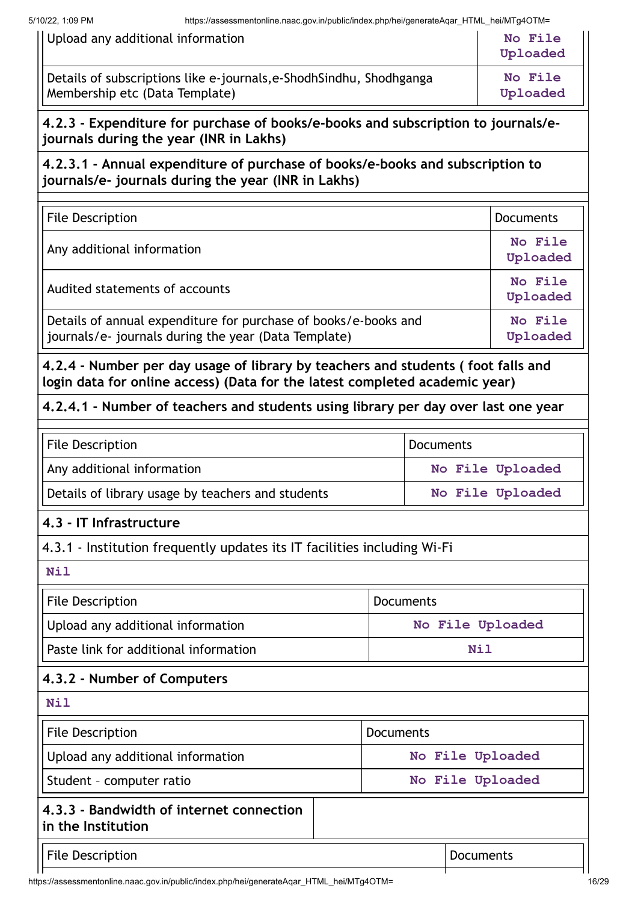| | |
|---|---|
| Upload any additional information | No File Uploaded |
| Details of subscriptions like e-journals,e-ShodhSindhu, Shodhganga Membership etc (Data Template) | No File Uploaded |

**4.2.3 - Expenditure for purchase of books/e-books and subscription to journals/e-journals during the year (INR in Lakhs)**

**4.2.3.1 - Annual expenditure of purchase of books/e-books and subscription to journals/e- journals during the year (INR in Lakhs)**

| File Description | Documents |
|---|---|
| Any additional information | No File Uploaded |
| Audited statements of accounts | No File Uploaded |
| Details of annual expenditure for purchase of books/e-books and journals/e- journals during the year (Data Template) | No File Uploaded |

**4.2.4 - Number per day usage of library by teachers and students ( foot falls and login data for online access) (Data for the latest completed academic year)**

**4.2.4.1 - Number of teachers and students using library per day over last one year**

| File Description | Documents |
|---|---|
| Any additional information | No File Uploaded |
| Details of library usage by teachers and students | No File Uploaded |

**4.3 - IT Infrastructure**

4.3.1 - Institution frequently updates its IT facilities including Wi-Fi

**Nil**

| File Description | Documents |
|---|---|
| Upload any additional information | No File Uploaded |
| Paste link for additional information | Nil |

**4.3.2 - Number of Computers**

**Nil**

| File Description | Documents |
|---|---|
| Upload any additional information | No File Uploaded |
| Student – computer ratio | No File Uploaded |

**4.3.3 - Bandwidth of internet connection in the Institution**

| File Description | Documents |
|---|---|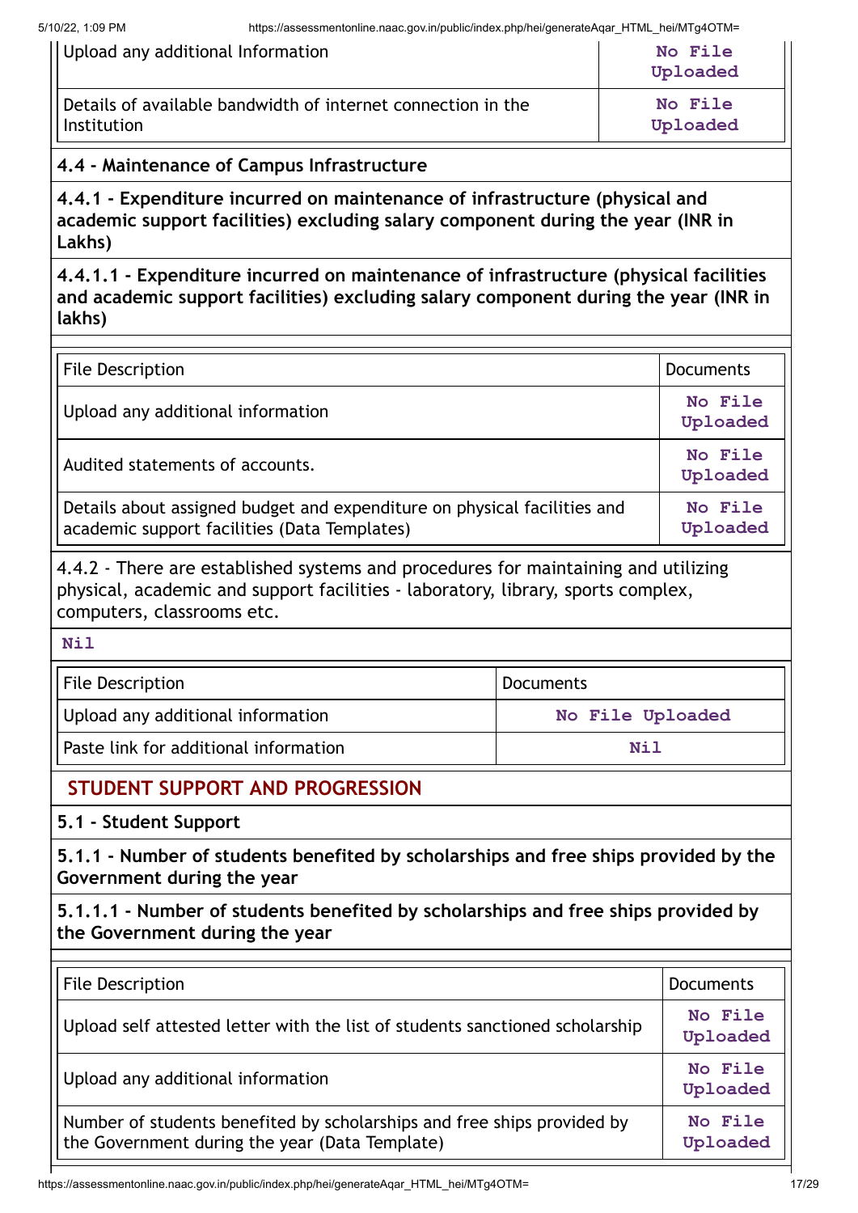| | |
|---|---|
| Upload any additional Information | No File Uploaded |
| Details of available bandwidth of internet connection in the Institution | No File Uploaded |

**4.4 - Maintenance of Campus Infrastructure**

**4.4.1 - Expenditure incurred on maintenance of infrastructure (physical and academic support facilities) excluding salary component during the year (INR in Lakhs)**

**4.4.1.1 - Expenditure incurred on maintenance of infrastructure (physical facilities and academic support facilities) excluding salary component during the year (INR in lakhs)**

| File Description | Documents |
|---|---|
| Upload any additional information | No File Uploaded |
| Audited statements of accounts. | No File Uploaded |
| Details about assigned budget and expenditure on physical facilities and academic support facilities (Data Templates) | No File Uploaded |

4.4.2 - There are established systems and procedures for maintaining and utilizing physical, academic and support facilities - laboratory, library, sports complex, computers, classrooms etc.

Nil

| File Description | Documents |
|---|---|
| Upload any additional information | No File Uploaded |
| Paste link for additional information | Nil |

## STUDENT SUPPORT AND PROGRESSION

**5.1 - Student Support**

**5.1.1 - Number of students benefited by scholarships and free ships provided by the Government during the year**

**5.1.1.1 - Number of students benefited by scholarships and free ships provided by the Government during the year**

| File Description | Documents |
|---|---|
| Upload self attested letter with the list of students sanctioned scholarship | No File Uploaded |
| Upload any additional information | No File Uploaded |
| Number of students benefited by scholarships and free ships provided by the Government during the year (Data Template) | No File Uploaded |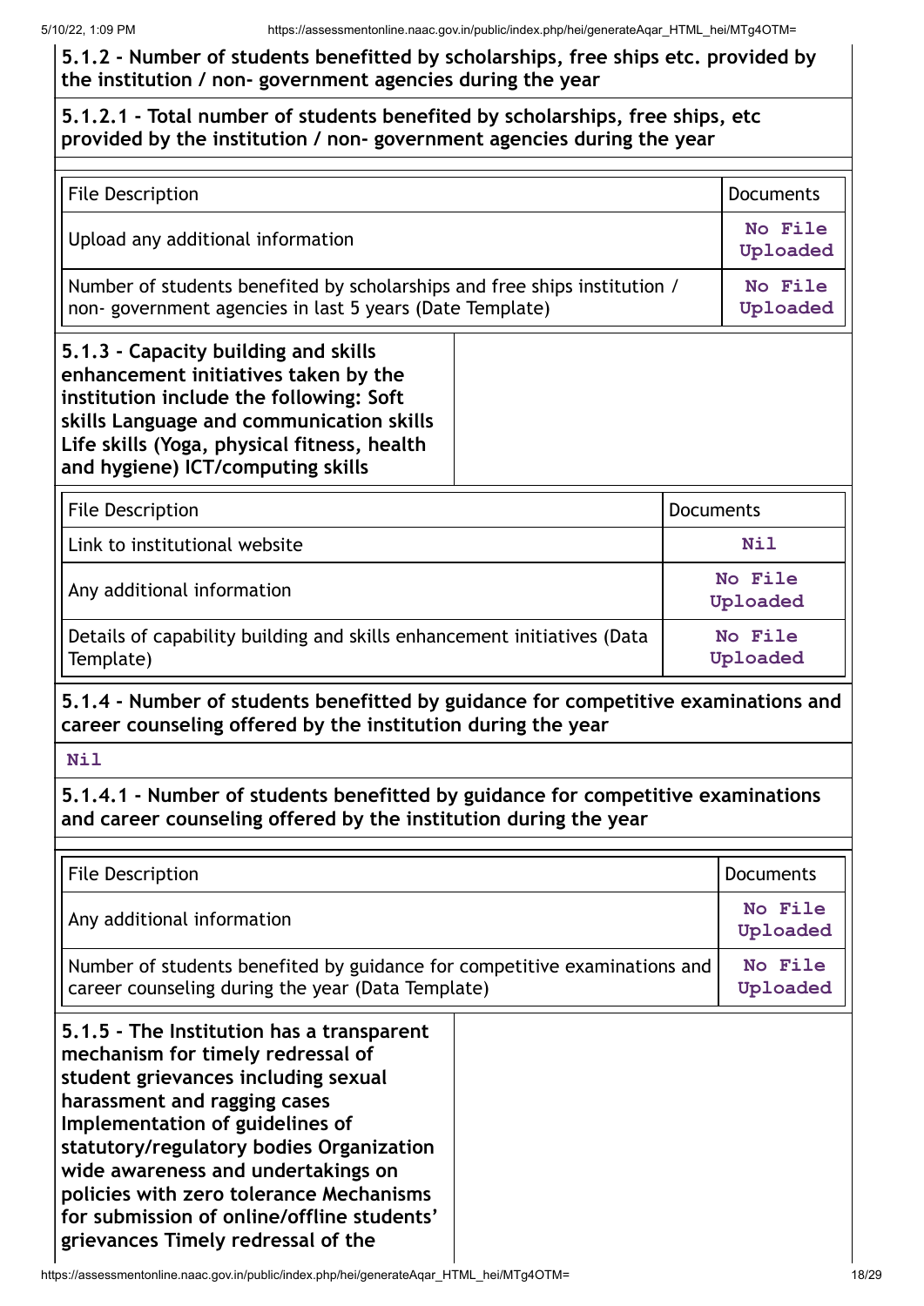**5.1.2 - Number of students benefitted by scholarships, free ships etc. provided by the institution / non- government agencies during the year**

**5.1.2.1 - Total number of students benefited by scholarships, free ships, etc provided by the institution / non- government agencies during the year**

| File Description | Documents |
|---|---|
| Upload any additional information | No File Uploaded |
| Number of students benefited by scholarships and free ships institution / non- government agencies in last 5 years (Date Template) | No File Uploaded |

**5.1.3 - Capacity building and skills enhancement initiatives taken by the institution include the following: Soft skills Language and communication skills Life skills (Yoga, physical fitness, health and hygiene) ICT/computing skills**

| File Description | Documents |
|---|---|
| Link to institutional website | Nil |
| Any additional information | No File Uploaded |
| Details of capability building and skills enhancement initiatives (Data Template) | No File Uploaded |

**5.1.4 - Number of students benefitted by guidance for competitive examinations and career counseling offered by the institution during the year**

Nil

**5.1.4.1 - Number of students benefitted by guidance for competitive examinations and career counseling offered by the institution during the year**

| File Description | Documents |
|---|---|
| Any additional information | No File Uploaded |
| Number of students benefited by guidance for competitive examinations and career counseling during the year (Data Template) | No File Uploaded |

**5.1.5 - The Institution has a transparent mechanism for timely redressal of student grievances including sexual harassment and ragging cases Implementation of guidelines of statutory/regulatory bodies Organization wide awareness and undertakings on policies with zero tolerance Mechanisms for submission of online/offline students' grievances Timely redressal of the**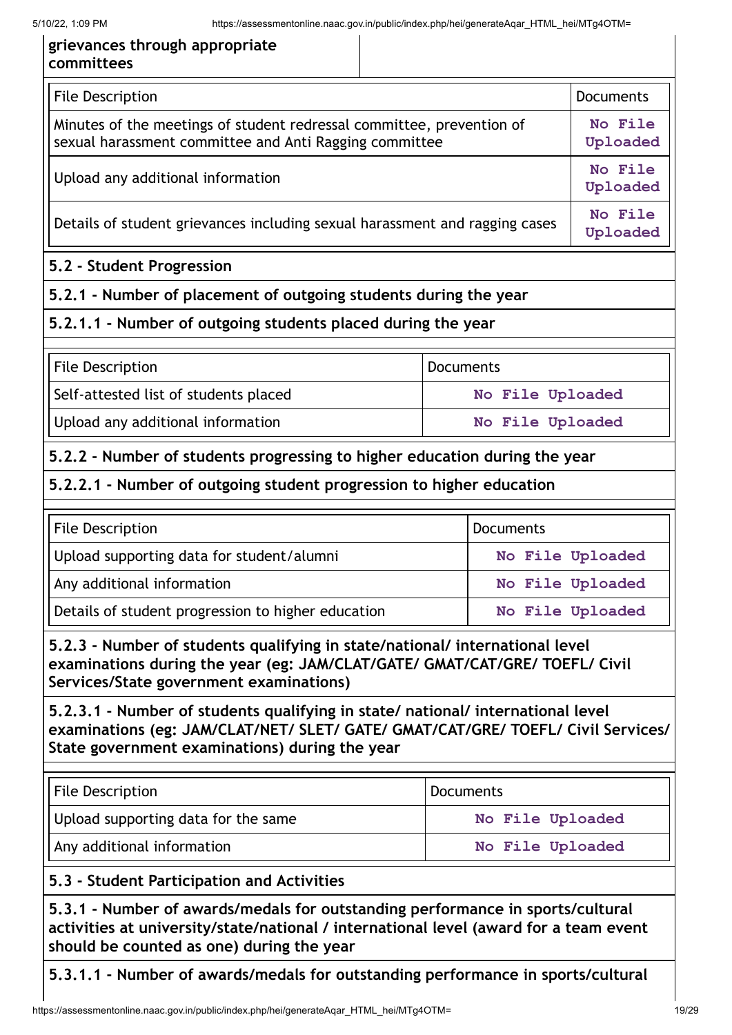| grievances through appropriate committees | |
|---|---|

| File Description | Documents |
|---|---|
| Minutes of the meetings of student redressal committee, prevention of sexual harassment committee and Anti Ragging committee | No File Uploaded |
| Upload any additional information | No File Uploaded |
| Details of student grievances including sexual harassment and ragging cases | No File Uploaded |

**5.2 - Student Progression**

**5.2.1 - Number of placement of outgoing students during the year**

**5.2.1.1 - Number of outgoing students placed during the year**

| File Description | Documents |
|---|---|
| Self-attested list of students placed | No File Uploaded |
| Upload any additional information | No File Uploaded |

**5.2.2 - Number of students progressing to higher education during the year**

**5.2.2.1 - Number of outgoing student progression to higher education**

| File Description | Documents |
|---|---|
| Upload supporting data for student/alumni | No File Uploaded |
| Any additional information | No File Uploaded |
| Details of student progression to higher education | No File Uploaded |

**5.2.3 - Number of students qualifying in state/national/ international level examinations during the year (eg: JAM/CLAT/GATE/ GMAT/CAT/GRE/ TOEFL/ Civil Services/State government examinations)**

**5.2.3.1 - Number of students qualifying in state/ national/ international level examinations (eg: JAM/CLAT/NET/ SLET/ GATE/ GMAT/CAT/GRE/ TOEFL/ Civil Services/ State government examinations) during the year**

| File Description | Documents |
|---|---|
| Upload supporting data for the same | No File Uploaded |
| Any additional information | No File Uploaded |

**5.3 - Student Participation and Activities**

**5.3.1 - Number of awards/medals for outstanding performance in sports/cultural activities at university/state/national / international level (award for a team event should be counted as one) during the year**

**5.3.1.1 - Number of awards/medals for outstanding performance in sports/cultural**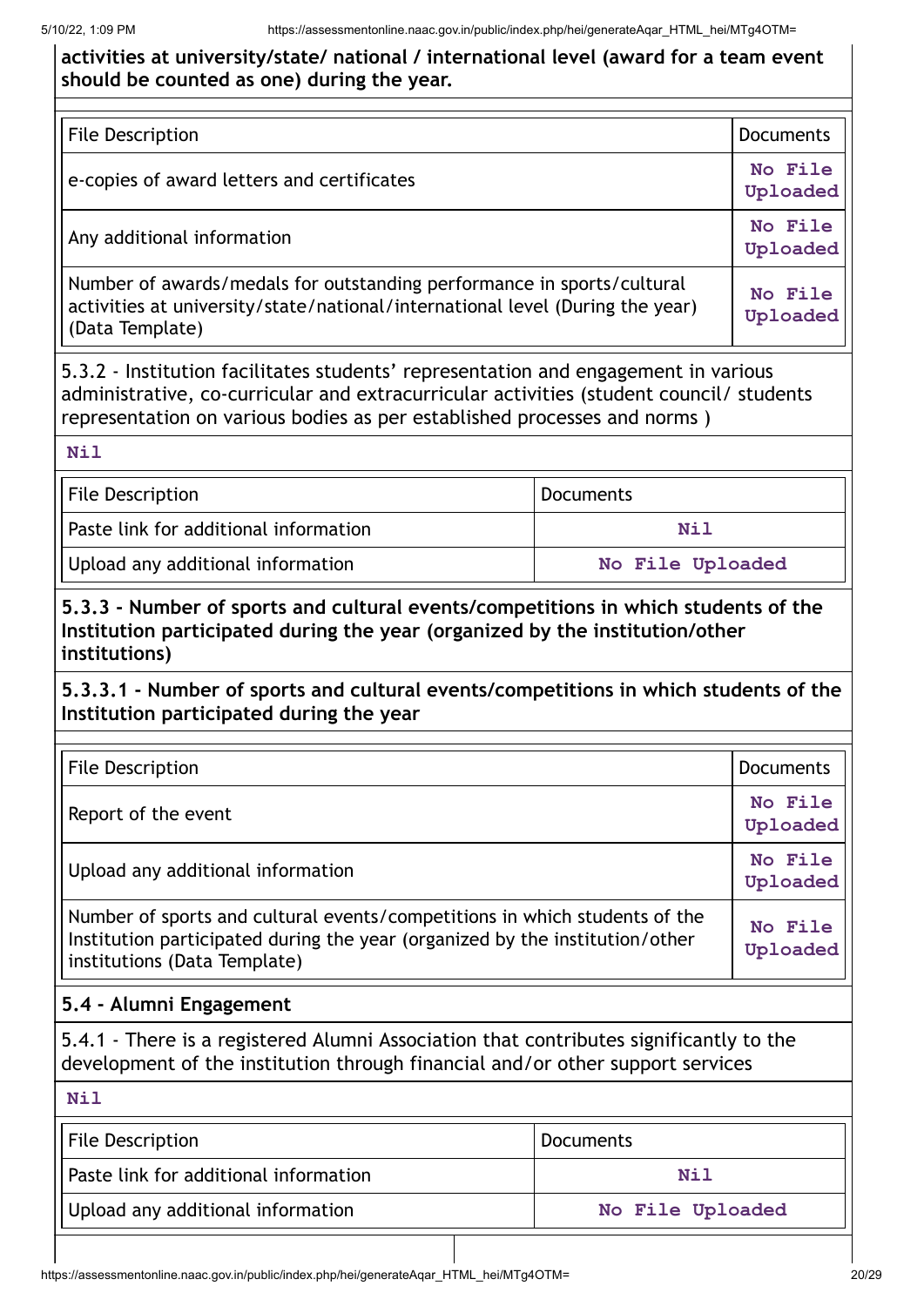**activities at university/state/ national / international level (award for a team event should be counted as one) during the year.**

| File Description | Documents |
|---|---|
| e-copies of award letters and certificates | No File Uploaded |
| Any additional information | No File Uploaded |
| Number of awards/medals for outstanding performance in sports/cultural activities at university/state/national/international level (During the year) (Data Template) | No File Uploaded |

5.3.2 - Institution facilitates students' representation and engagement in various administrative, co-curricular and extracurricular activities (student council/ students representation on various bodies as per established processes and norms )

**Nil**

| File Description | Documents |
|---|---|
| Paste link for additional information | Nil |
| Upload any additional information | No File Uploaded |

**5.3.3 - Number of sports and cultural events/competitions in which students of the Institution participated during the year (organized by the institution/other institutions)**

**5.3.3.1 - Number of sports and cultural events/competitions in which students of the Institution participated during the year**

| File Description | Documents |
|---|---|
| Report of the event | No File Uploaded |
| Upload any additional information | No File Uploaded |
| Number of sports and cultural events/competitions in which students of the Institution participated during the year (organized by the institution/other institutions) (Data Template) | No File Uploaded |

**5.4 - Alumni Engagement**

5.4.1 - There is a registered Alumni Association that contributes significantly to the development of the institution through financial and/or other support services

**Nil**

| File Description | Documents |
|---|---|
| Paste link for additional information | Nil |
| Upload any additional information | No File Uploaded |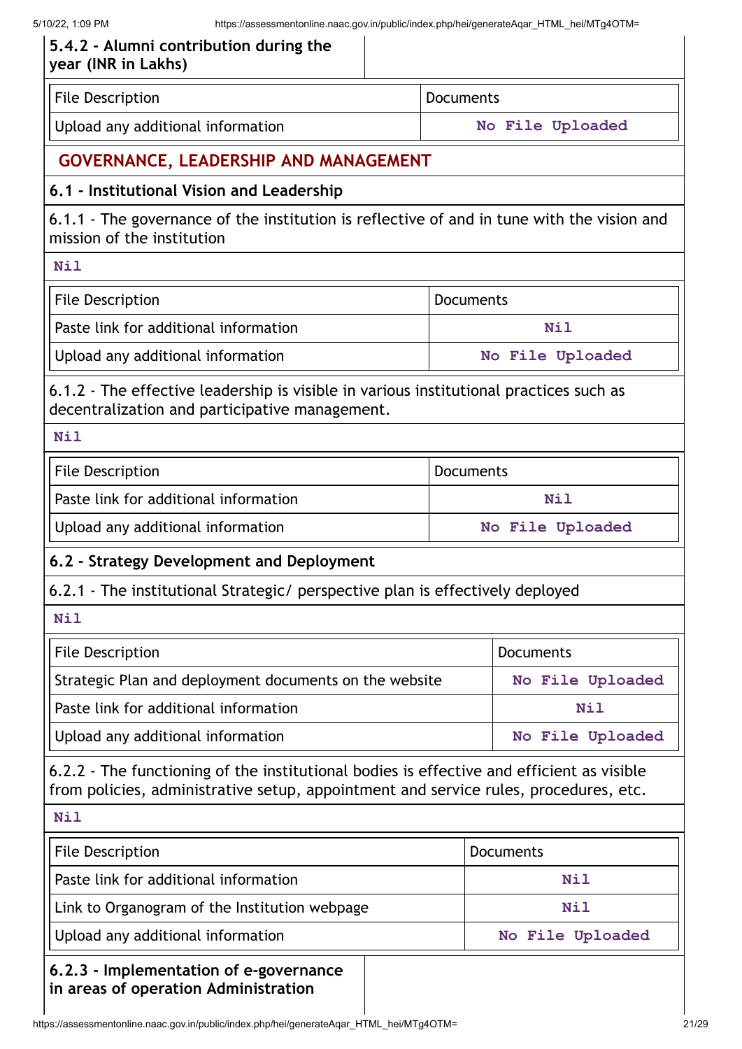| 5.4.2 - Alumni contribution during the year (INR in Lakhs) | |
|---|---|

| File Description | Documents |
|---|---|
| Upload any additional information | No File Uploaded |

## GOVERNANCE, LEADERSHIP AND MANAGEMENT

### 6.1 - Institutional Vision and Leadership

6.1.1 - The governance of the institution is reflective of and in tune with the vision and mission of the institution

Nil

| File Description | Documents |
|---|---|
| Paste link for additional information | Nil |
| Upload any additional information | No File Uploaded |

6.1.2 - The effective leadership is visible in various institutional practices such as decentralization and participative management.

Nil

| File Description | Documents |
|---|---|
| Paste link for additional information | Nil |
| Upload any additional information | No File Uploaded |

### 6.2 - Strategy Development and Deployment

6.2.1 - The institutional Strategic/ perspective plan is effectively deployed

Nil

| File Description | Documents |
|---|---|
| Strategic Plan and deployment documents on the website | No File Uploaded |
| Paste link for additional information | Nil |
| Upload any additional information | No File Uploaded |

6.2.2 - The functioning of the institutional bodies is effective and efficient as visible from policies, administrative setup, appointment and service rules, procedures, etc.

Nil

| File Description | Documents |
|---|---|
| Paste link for additional information | Nil |
| Link to Organogram of the Institution webpage | Nil |
| Upload any additional information | No File Uploaded |

| 6.2.3 - Implementation of e-governance in areas of operation Administration | |
|---|---|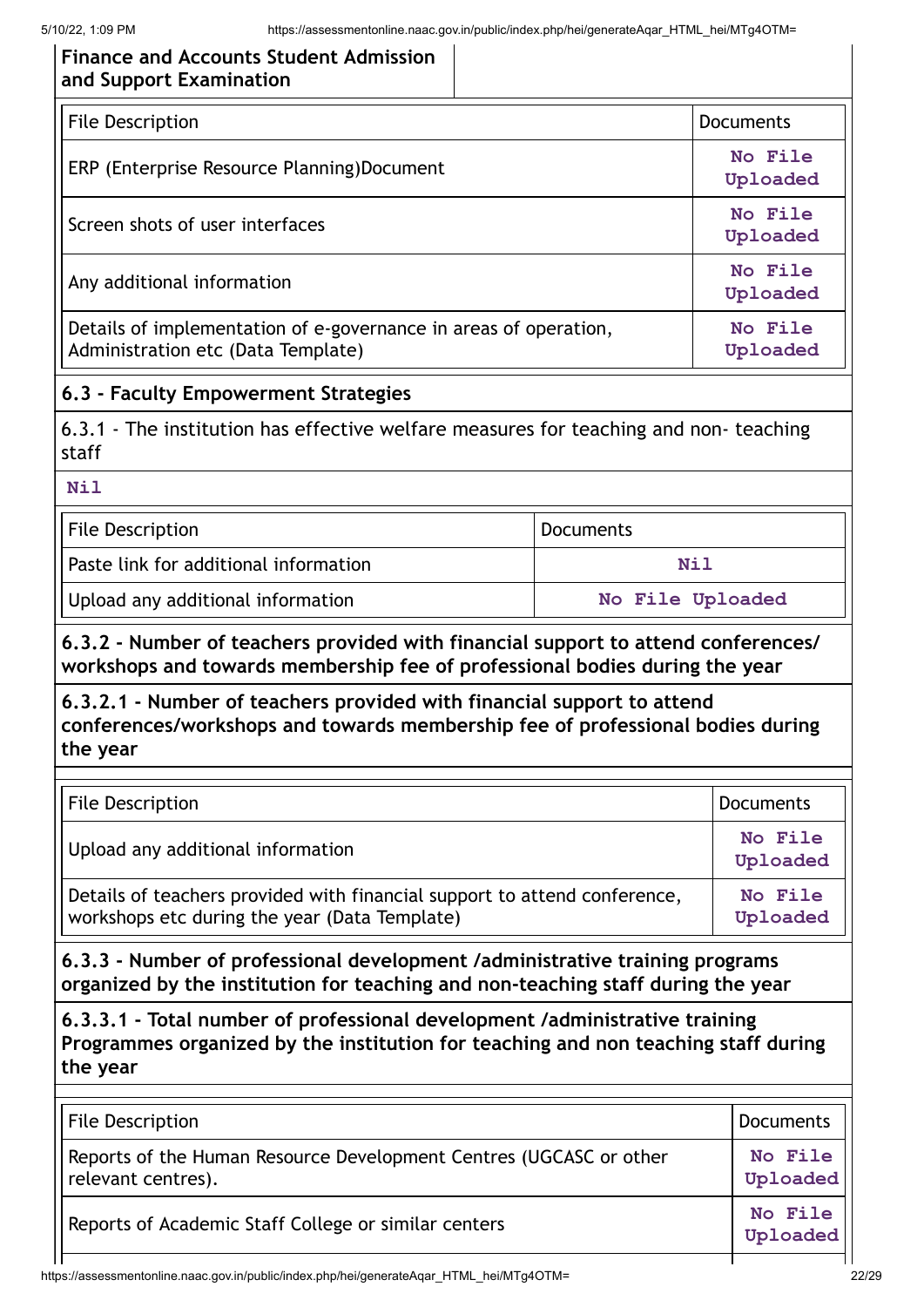| Finance and Accounts Student Admission and Support Examination | |
|---|---|

| File Description | Documents |
|---|---|
| ERP (Enterprise Resource Planning)Document | No File Uploaded |
| Screen shots of user interfaces | No File Uploaded |
| Any additional information | No File Uploaded |
| Details of implementation of e-governance in areas of operation, Administration etc (Data Template) | No File Uploaded |

### 6.3 - Faculty Empowerment Strategies

6.3.1 - The institution has effective welfare measures for teaching and non- teaching staff

**Nil**

| File Description | Documents |
|---|---|
| Paste link for additional information | Nil |
| Upload any additional information | No File Uploaded |

**6.3.2 - Number of teachers provided with financial support to attend conferences/ workshops and towards membership fee of professional bodies during the year**

**6.3.2.1 - Number of teachers provided with financial support to attend conferences/workshops and towards membership fee of professional bodies during the year**

| File Description | Documents |
|---|---|
| Upload any additional information | No File Uploaded |
| Details of teachers provided with financial support to attend conference, workshops etc during the year (Data Template) | No File Uploaded |

**6.3.3 - Number of professional development /administrative training programs organized by the institution for teaching and non-teaching staff during the year**

**6.3.3.1 - Total number of professional development /administrative training Programmes organized by the institution for teaching and non teaching staff during the year**

| File Description | Documents |
|---|---|
| Reports of the Human Resource Development Centres (UGCASC or other relevant centres). | No File Uploaded |
| Reports of Academic Staff College or similar centers | No File Uploaded |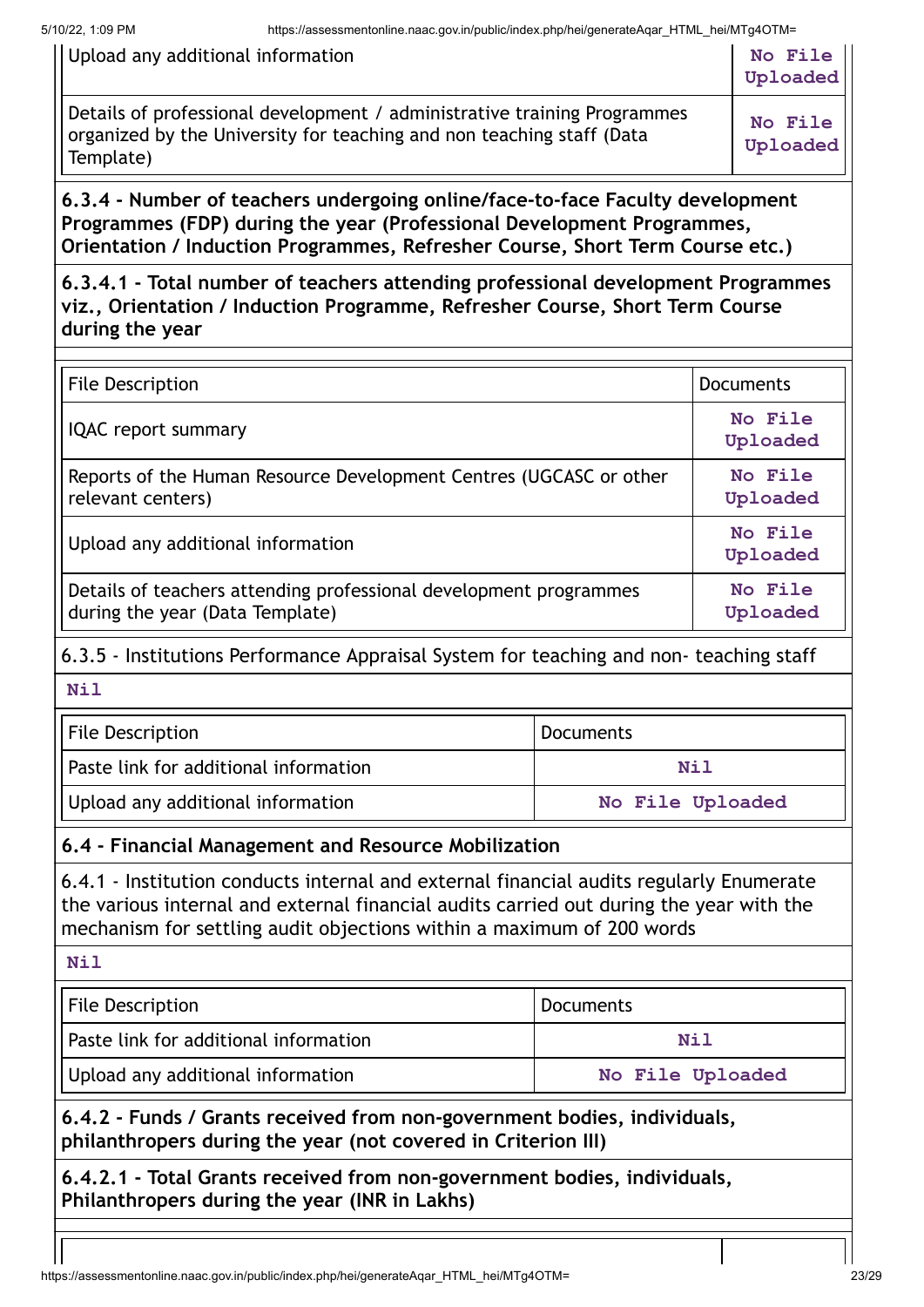| | |
|---|---|
| Upload any additional information | **No File Uploaded** |
| Details of professional development / administrative training Programmes organized by the University for teaching and non teaching staff (Data Template) | **No File Uploaded** |

**6.3.4 - Number of teachers undergoing online/face-to-face Faculty development Programmes (FDP) during the year (Professional Development Programmes, Orientation / Induction Programmes, Refresher Course, Short Term Course etc.)**

**6.3.4.1 - Total number of teachers attending professional development Programmes viz., Orientation / Induction Programme, Refresher Course, Short Term Course during the year**

| File Description | Documents |
|---|---|
| IQAC report summary | **No File Uploaded** |
| Reports of the Human Resource Development Centres (UGCASC or other relevant centers) | **No File Uploaded** |
| Upload any additional information | **No File Uploaded** |
| Details of teachers attending professional development programmes during the year (Data Template) | **No File Uploaded** |

6.3.5 - Institutions Performance Appraisal System for teaching and non- teaching staff

**Nil**

| File Description | Documents |
|---|---|
| Paste link for additional information | **Nil** |
| Upload any additional information | **No File Uploaded** |

**6.4 - Financial Management and Resource Mobilization**

6.4.1 - Institution conducts internal and external financial audits regularly Enumerate the various internal and external financial audits carried out during the year with the mechanism for settling audit objections within a maximum of 200 words

**Nil**

| File Description | Documents |
|---|---|
| Paste link for additional information | **Nil** |
| Upload any additional information | **No File Uploaded** |

**6.4.2 - Funds / Grants received from non-government bodies, individuals, philanthropers during the year (not covered in Criterion III)**

**6.4.2.1 - Total Grants received from non-government bodies, individuals, Philanthropers during the year (INR in Lakhs)**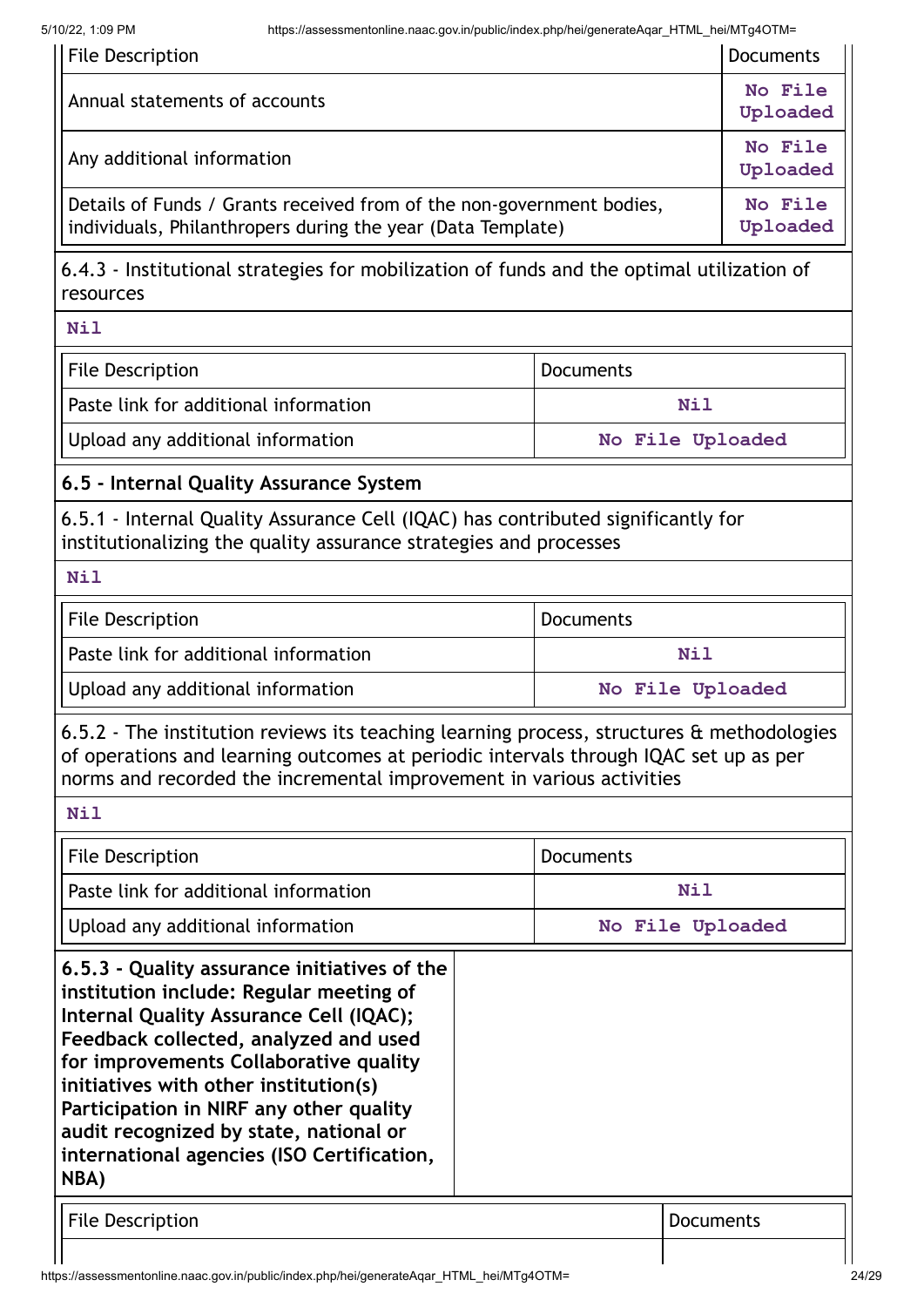| File Description | Documents |
|---|---|
| Annual statements of accounts | **No File Uploaded** |
| Any additional information | **No File Uploaded** |
| Details of Funds / Grants received from of the non-government bodies, individuals, Philanthropers during the year (Data Template) | **No File Uploaded** |

6.4.3 - Institutional strategies for mobilization of funds and the optimal utilization of resources

**Nil**

| File Description | Documents |
|---|---|
| Paste link for additional information | **Nil** |
| Upload any additional information | **No File Uploaded** |

### 6.5 - Internal Quality Assurance System

6.5.1 - Internal Quality Assurance Cell (IQAC) has contributed significantly for institutionalizing the quality assurance strategies and processes

**Nil**

| File Description | Documents |
|---|---|
| Paste link for additional information | **Nil** |
| Upload any additional information | **No File Uploaded** |

6.5.2 - The institution reviews its teaching learning process, structures & methodologies of operations and learning outcomes at periodic intervals through IQAC set up as per norms and recorded the incremental improvement in various activities

**Nil**

| File Description | Documents |
|---|---|
| Paste link for additional information | **Nil** |
| Upload any additional information | **No File Uploaded** |

**6.5.3 - Quality assurance initiatives of the institution include: Regular meeting of Internal Quality Assurance Cell (IQAC); Feedback collected, analyzed and used for improvements Collaborative quality initiatives with other institution(s) Participation in NIRF any other quality audit recognized by state, national or international agencies (ISO Certification, NBA)**

| File Description | Documents |
|---|---|
| | |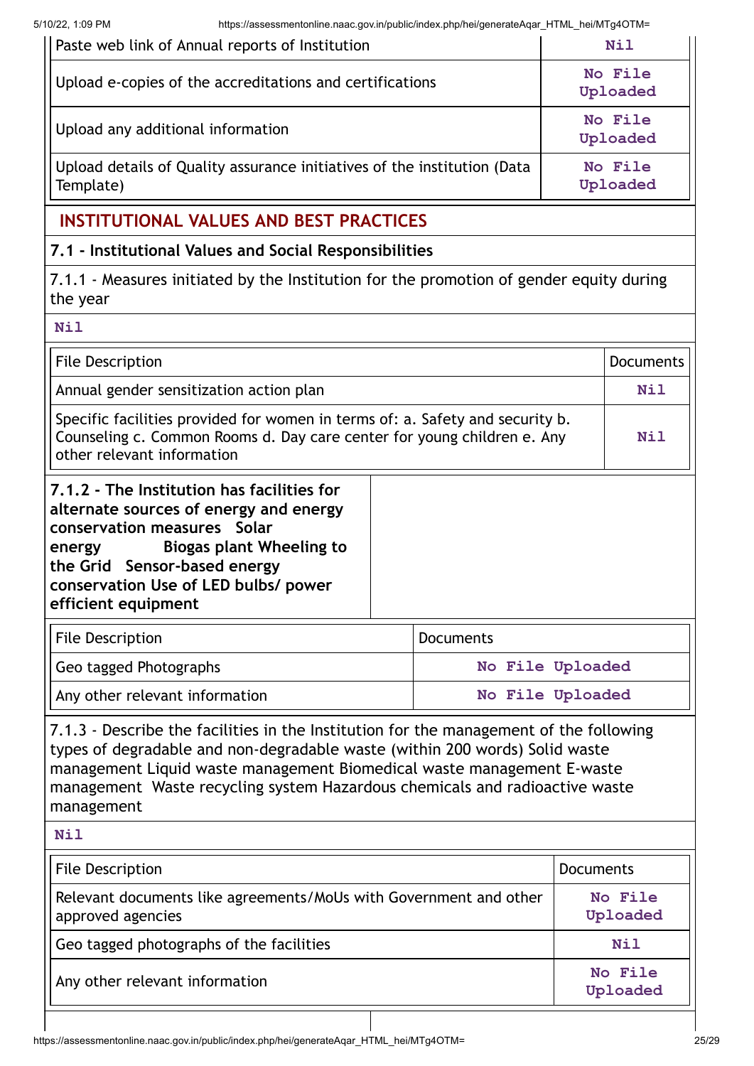| | |
|---|---|
| Paste web link of Annual reports of Institution | **Nil** |
| Upload e-copies of the accreditations and certifications | **No File Uploaded** |
| Upload any additional information | **No File Uploaded** |
| Upload details of Quality assurance initiatives of the institution (Data Template) | **No File Uploaded** |

## INSTITUTIONAL VALUES AND BEST PRACTICES

### 7.1 - Institutional Values and Social Responsibilities

7.1.1 - Measures initiated by the Institution for the promotion of gender equity during the year

**Nil**

| File Description | Documents |
|---|---|
| Annual gender sensitization action plan | **Nil** |
| Specific facilities provided for women in terms of: a. Safety and security b. Counseling c. Common Rooms d. Day care center for young children e. Any other relevant information | **Nil** |

**7.1.2 - The Institution has facilities for alternate sources of energy and energy conservation measures Solar energy Biogas plant Wheeling to the Grid Sensor-based energy conservation Use of LED bulbs/ power efficient equipment**

| File Description | Documents |
|---|---|
| Geo tagged Photographs | **No File Uploaded** |
| Any other relevant information | **No File Uploaded** |

7.1.3 - Describe the facilities in the Institution for the management of the following types of degradable and non-degradable waste (within 200 words) Solid waste management Liquid waste management Biomedical waste management E-waste management Waste recycling system Hazardous chemicals and radioactive waste management

**Nil**

| File Description | Documents |
|---|---|
| Relevant documents like agreements/MoUs with Government and other approved agencies | **No File Uploaded** |
| Geo tagged photographs of the facilities | **Nil** |
| Any other relevant information | **No File Uploaded** |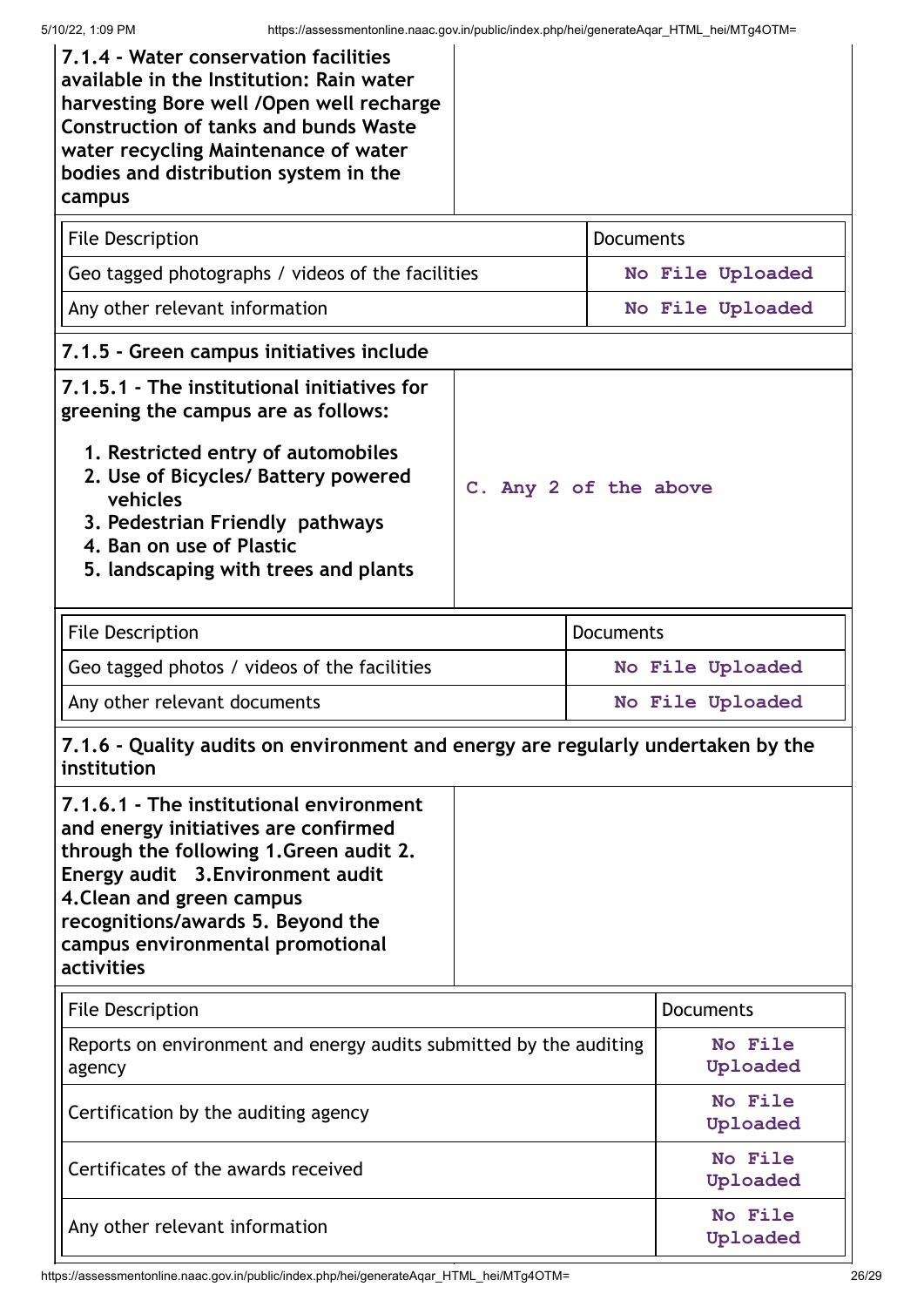| 7.1.4 - Water conservation facilities available in the Institution: Rain water harvesting Bore well /Open well recharge Construction of tanks and bunds Waste water recycling Maintenance of water bodies and distribution system in the campus | |
|---|---|

| File Description | Documents |
|---|---|
| Geo tagged photographs / videos of the facilities | **No File Uploaded** |
| Any other relevant information | **No File Uploaded** |

**7.1.5 - Green campus initiatives include**

| 7.1.5.1 - The institutional initiatives for greening the campus are as follows: 1. Restricted entry of automobiles 2. Use of Bicycles/ Battery powered vehicles 3. Pedestrian Friendly pathways 4. Ban on use of Plastic 5. landscaping with trees and plants | **C. Any 2 of the above** |
|---|---|

| File Description | Documents |
|---|---|
| Geo tagged photos / videos of the facilities | **No File Uploaded** |
| Any other relevant documents | **No File Uploaded** |

**7.1.6 - Quality audits on environment and energy are regularly undertaken by the institution**

| 7.1.6.1 - The institutional environment and energy initiatives are confirmed through the following 1.Green audit 2. Energy audit 3.Environment audit 4.Clean and green campus recognitions/awards 5. Beyond the campus environmental promotional activities | |
|---|---|

| File Description | Documents |
|---|---|
| Reports on environment and energy audits submitted by the auditing agency | **No File Uploaded** |
| Certification by the auditing agency | **No File Uploaded** |
| Certificates of the awards received | **No File Uploaded** |
| Any other relevant information | **No File Uploaded** |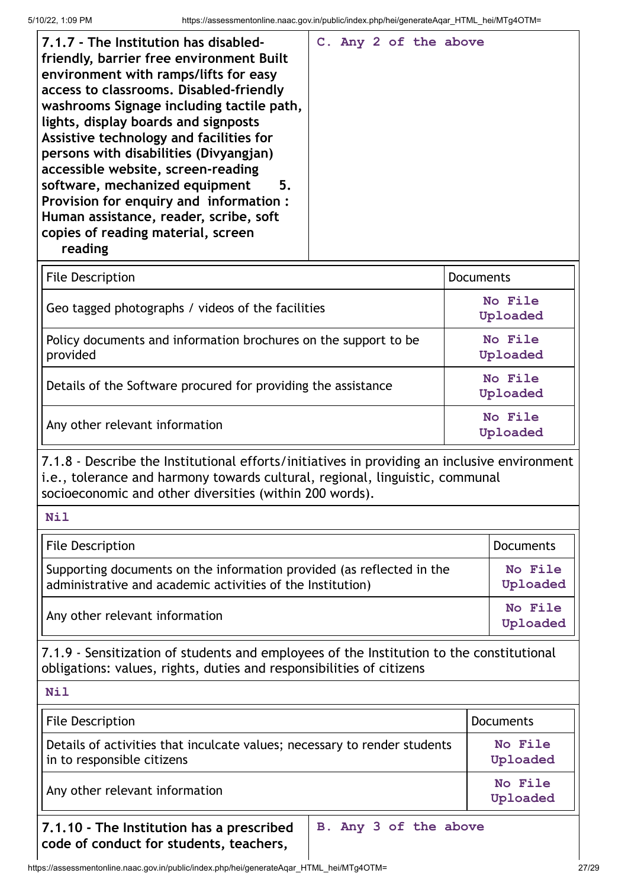| **7.1.7 - The Institution has disabled-friendly, barrier free environment Built environment with ramps/lifts for easy access to classrooms. Disabled-friendly washrooms Signage including tactile path, lights, display boards and signposts Assistive technology and facilities for persons with disabilities (Divyangjan) accessible website, screen-reading software, mechanized equipment 5. Provision for enquiry and information : Human assistance, reader, scribe, soft copies of reading material, screen reading** | **C. Any 2 of the above** |
|---|---|

| File Description | Documents |
|---|---|
| Geo tagged photographs / videos of the facilities | **No File Uploaded** |
| Policy documents and information brochures on the support to be provided | **No File Uploaded** |
| Details of the Software procured for providing the assistance | **No File Uploaded** |
| Any other relevant information | **No File Uploaded** |

7.1.8 - Describe the Institutional efforts/initiatives in providing an inclusive environment i.e., tolerance and harmony towards cultural, regional, linguistic, communal socioeconomic and other diversities (within 200 words).

**Nil**

| File Description | Documents |
|---|---|
| Supporting documents on the information provided (as reflected in the administrative and academic activities of the Institution) | **No File Uploaded** |
| Any other relevant information | **No File Uploaded** |

7.1.9 - Sensitization of students and employees of the Institution to the constitutional obligations: values, rights, duties and responsibilities of citizens

**Nil**

| File Description | Documents |
|---|---|
| Details of activities that inculcate values; necessary to render students in to responsible citizens | **No File Uploaded** |
| Any other relevant information | **No File Uploaded** |

| **7.1.10 - The Institution has a prescribed code of conduct for students, teachers,** | **B. Any 3 of the above** |
|---|---|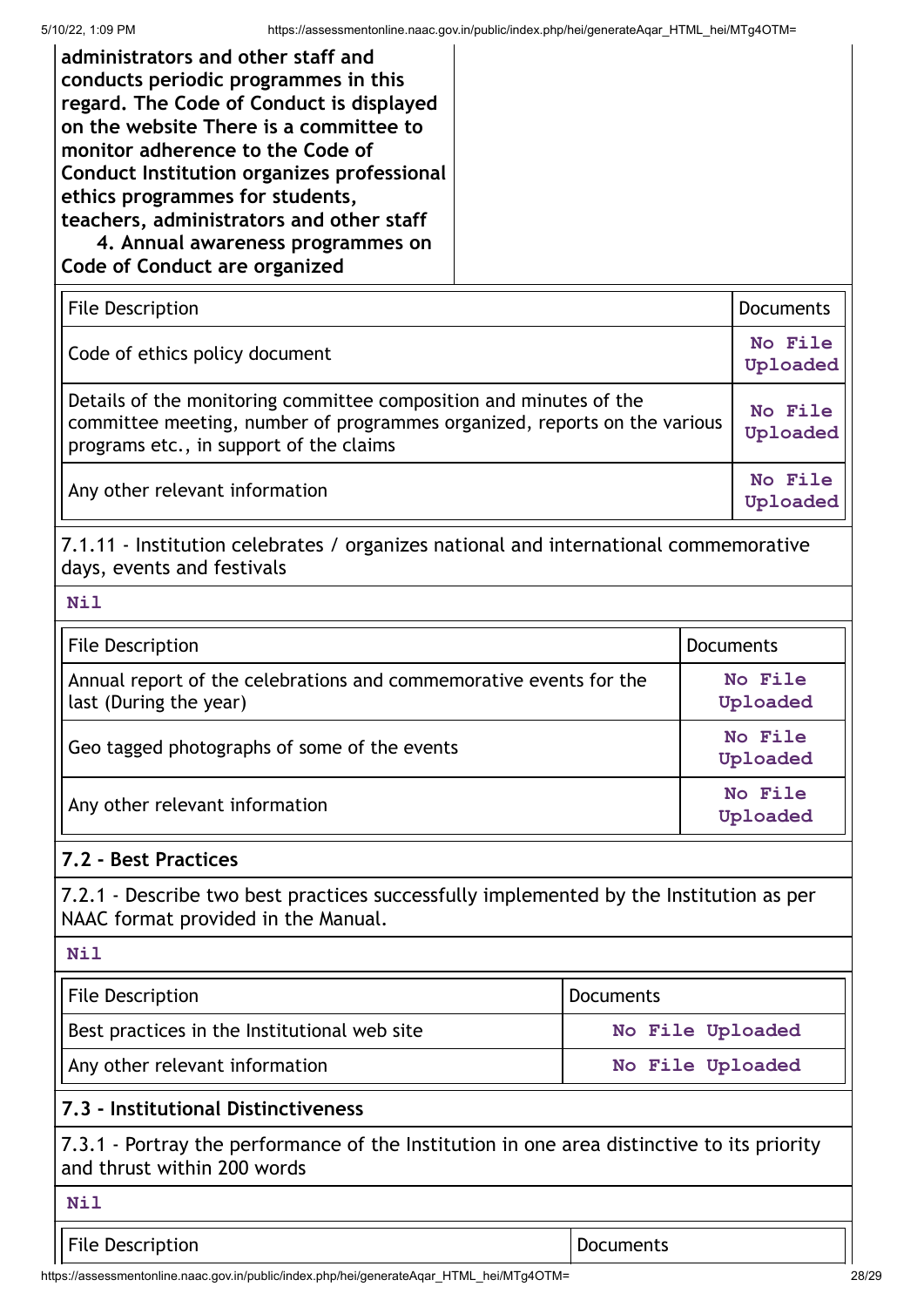| **administrators and other staff and conducts periodic programmes in this regard. The Code of Conduct is displayed on the website There is a committee to monitor adherence to the Code of Conduct Institution organizes professional ethics programmes for students, teachers, administrators and other staff 4. Annual awareness programmes on Code of Conduct are organized** | |
|---|---|

| File Description | Documents |
|---|---|
| Code of ethics policy document | No File Uploaded |
| Details of the monitoring committee composition and minutes of the committee meeting, number of programmes organized, reports on the various programs etc., in support of the claims | No File Uploaded |
| Any other relevant information | No File Uploaded |

7.1.11 - Institution celebrates / organizes national and international commemorative days, events and festivals

**Nil**

| File Description | Documents |
|---|---|
| Annual report of the celebrations and commemorative events for the last (During the year) | No File Uploaded |
| Geo tagged photographs of some of the events | No File Uploaded |
| Any other relevant information | No File Uploaded |

## 7.2 - Best Practices

7.2.1 - Describe two best practices successfully implemented by the Institution as per NAAC format provided in the Manual.

**Nil**

| File Description | Documents |
|---|---|
| Best practices in the Institutional web site | No File Uploaded |
| Any other relevant information | No File Uploaded |

## 7.3 - Institutional Distinctiveness

7.3.1 - Portray the performance of the Institution in one area distinctive to its priority and thrust within 200 words

**Nil**

| File Description | Documents |
|---|---|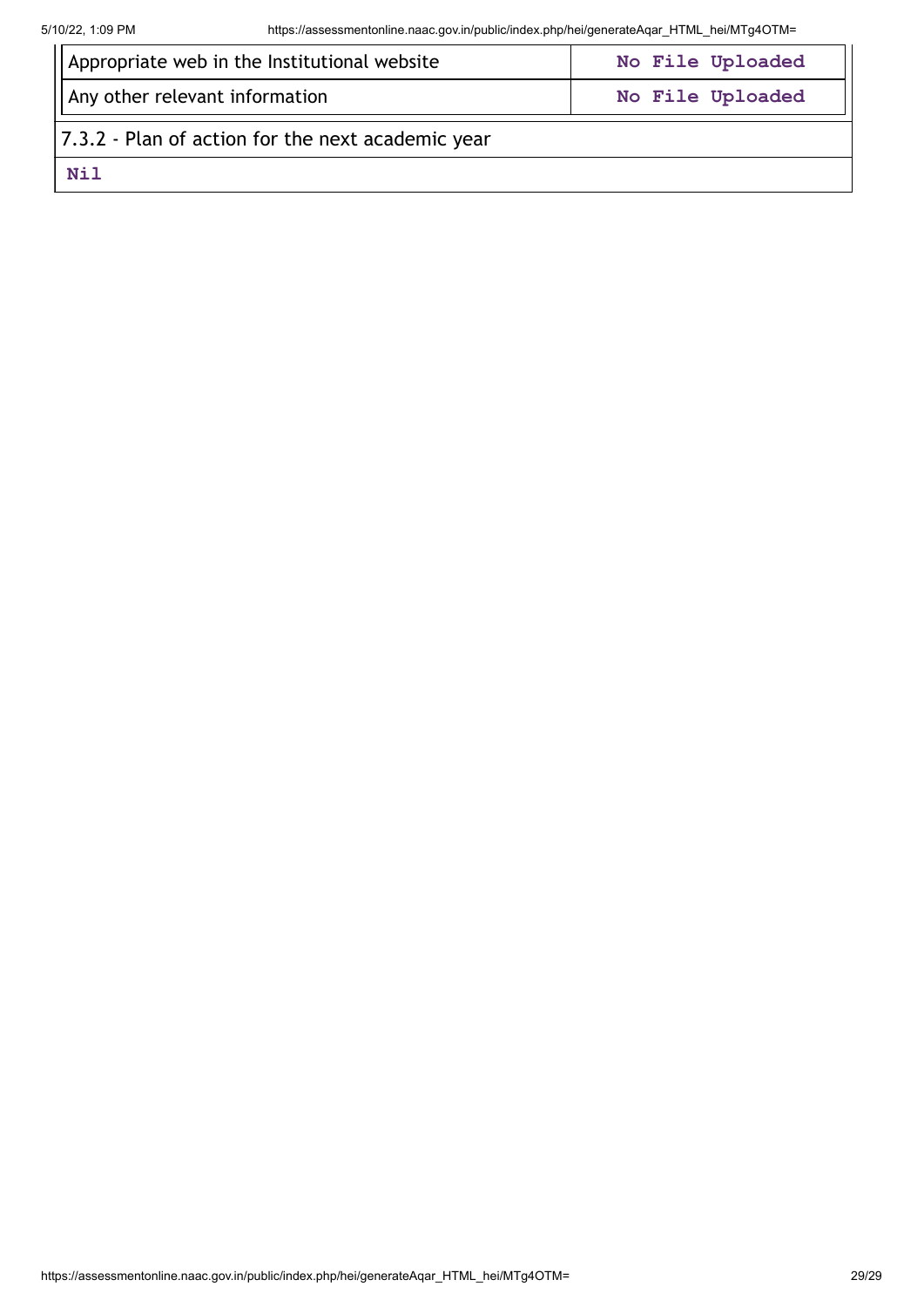| | |
|---|---|
| Appropriate web in the Institutional website | No File Uploaded |
| Any other relevant information | No File Uploaded |

7.3.2 - Plan of action for the next academic year

**Nil**